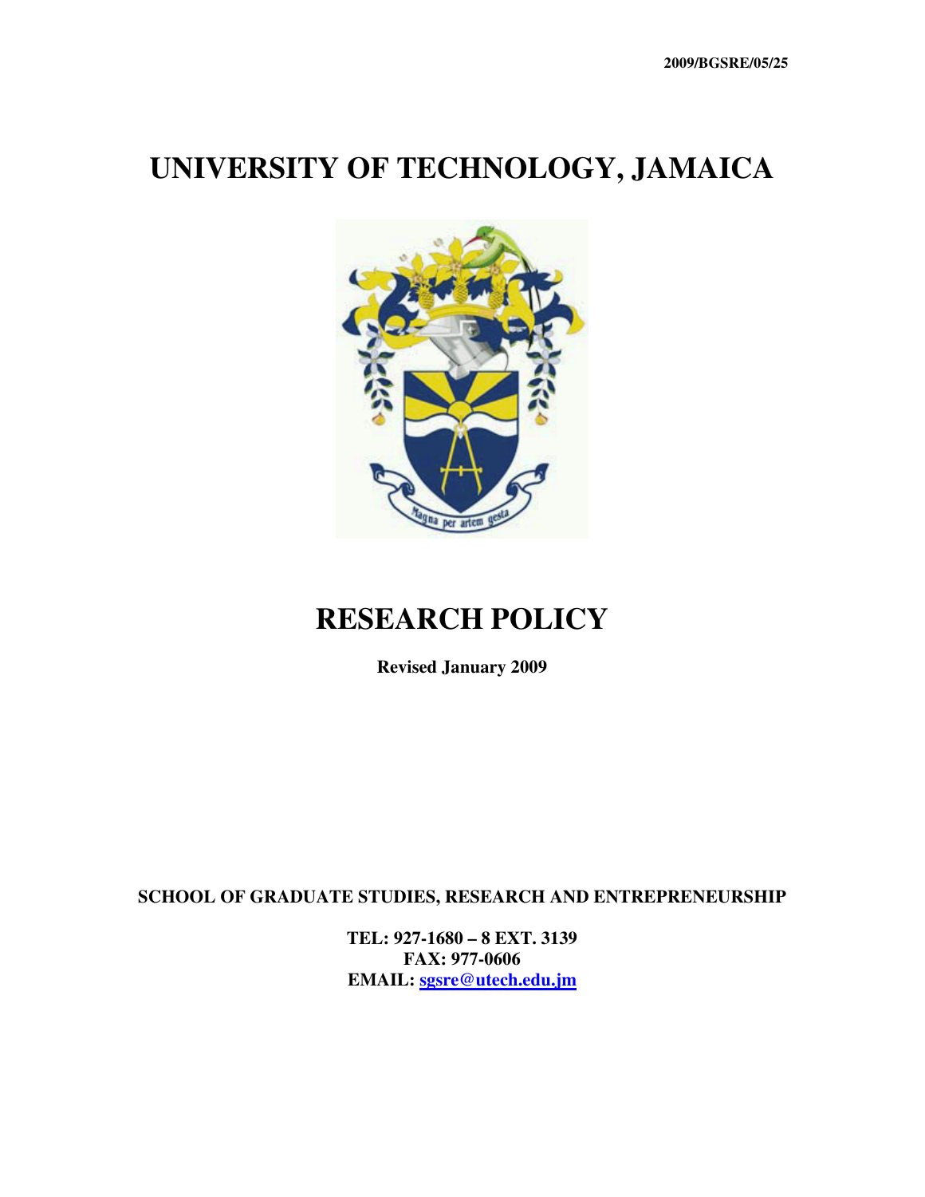2009/BGSRE/05/25

# UNIVERSITY OF TECHNOLOGY, JAMAICA

# RESEARCH POLICY

**Revised January 2009**

**SCHOOL OF GRADUATE STUDIES, RESEARCH AND ENTREPRENEURSHIP**

**TEL: 927-1680 – 8 EXT. 3139**
**FAX: 977-0606**
**EMAIL: [sgsre@utech.edu.jm](mailto:sgsre@utech.edu.jm)**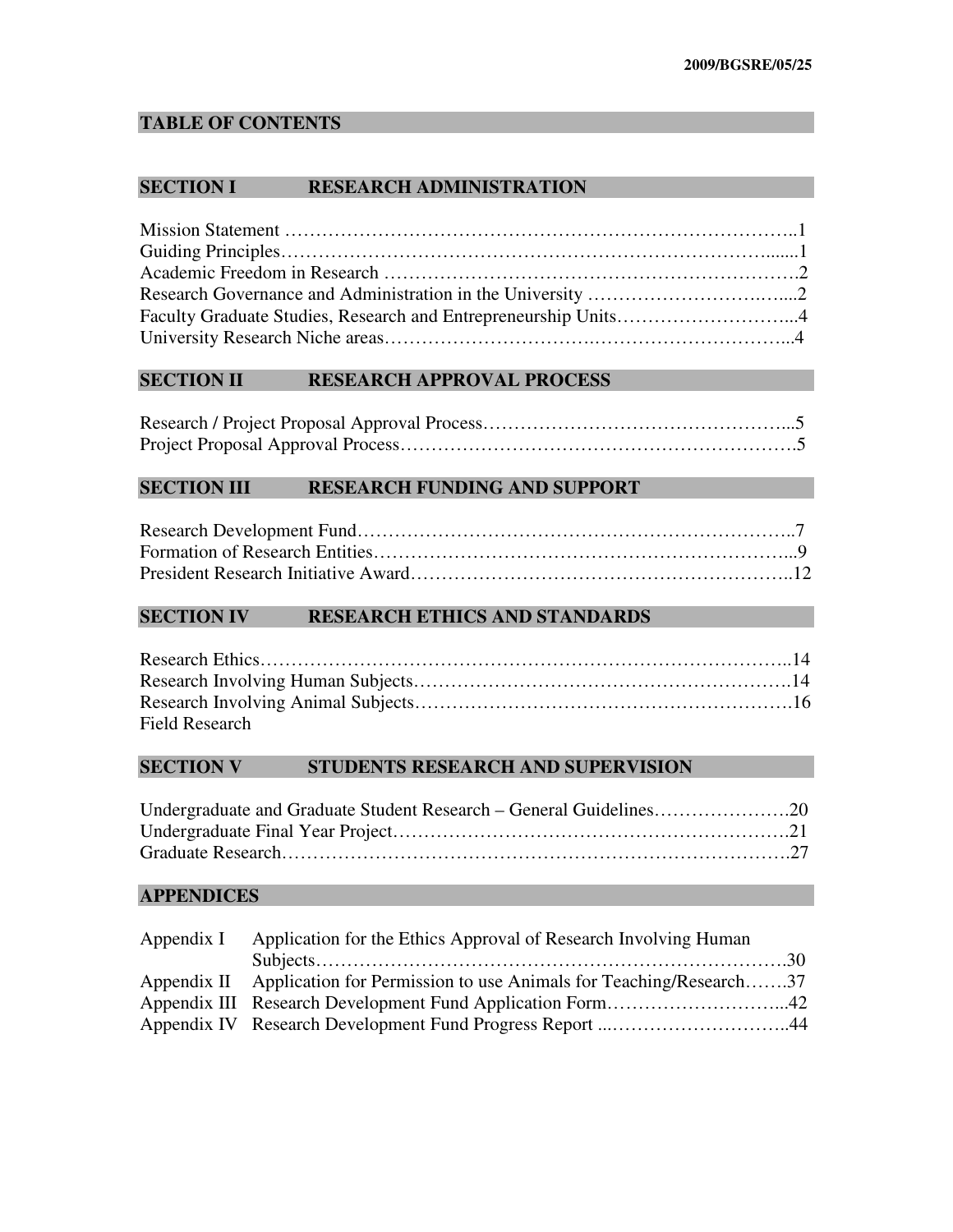## TABLE OF CONTENTS

## SECTION I RESEARCH ADMINISTRATION

Mission Statement ……………………………………………………………………..1
Guiding Principles…………………………………………………………………......1
Academic Freedom in Research ……………………………………………………….2
Research Governance and Administration in the University …………………….…...2
Faculty Graduate Studies, Research and Entrepreneurship Units………………………...4
University Research Niche areas…………………………….…………………………...4

## SECTION II RESEARCH APPROVAL PROCESS

Research / Project Proposal Approval Process…………………………………………...5
Project Proposal Approval Process…………………………………………………….5

## SECTION III RESEARCH FUNDING AND SUPPORT

Research Development Fund…………………………………………………………..7
Formation of Research Entities………………………………………………………...9
President Research Initiative Award…………………………………………………..12

## SECTION IV RESEARCH ETHICS AND STANDARDS

Research Ethics………………………………………………………………………..14
Research Involving Human Subjects…………………………………………………….14
Research Involving Animal Subjects…………………………………………………….16
Field Research

## SECTION V STUDENTS RESEARCH AND SUPERVISION

Undergraduate and Graduate Student Research – General Guidelines………………….20
Undergraduate Final Year Project……………………………………………………….21
Graduate Research…………………………………………………………………….27

## APPENDICES

Appendix I Application for the Ethics Approval of Research Involving Human Subjects……………………………………………………………………30
Appendix II Application for Permission to use Animals for Teaching/Research…….37
Appendix III Research Development Fund Application Form………………………...42
Appendix IV Research Development Fund Progress Report ...………………………..44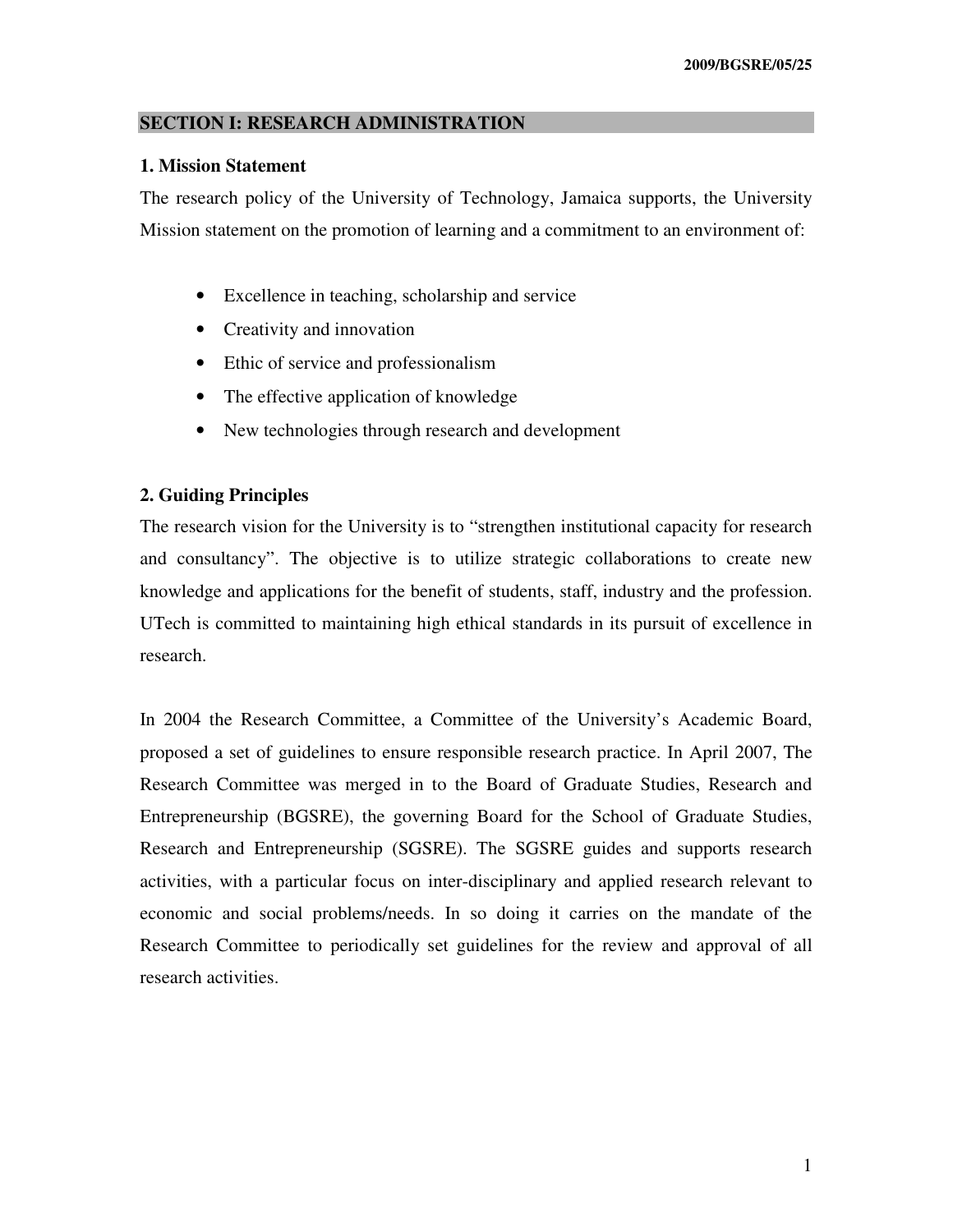## SECTION I: RESEARCH ADMINISTRATION

### 1. Mission Statement

The research policy of the University of Technology, Jamaica supports, the University Mission statement on the promotion of learning and a commitment to an environment of:

- Excellence in teaching, scholarship and service
- Creativity and innovation
- Ethic of service and professionalism
- The effective application of knowledge
- New technologies through research and development

### 2. Guiding Principles

The research vision for the University is to "strengthen institutional capacity for research and consultancy". The objective is to utilize strategic collaborations to create new knowledge and applications for the benefit of students, staff, industry and the profession. UTech is committed to maintaining high ethical standards in its pursuit of excellence in research.

In 2004 the Research Committee, a Committee of the University's Academic Board, proposed a set of guidelines to ensure responsible research practice. In April 2007, The Research Committee was merged in to the Board of Graduate Studies, Research and Entrepreneurship (BGSRE), the governing Board for the School of Graduate Studies, Research and Entrepreneurship (SGSRE). The SGSRE guides and supports research activities, with a particular focus on inter-disciplinary and applied research relevant to economic and social problems/needs. In so doing it carries on the mandate of the Research Committee to periodically set guidelines for the review and approval of all research activities.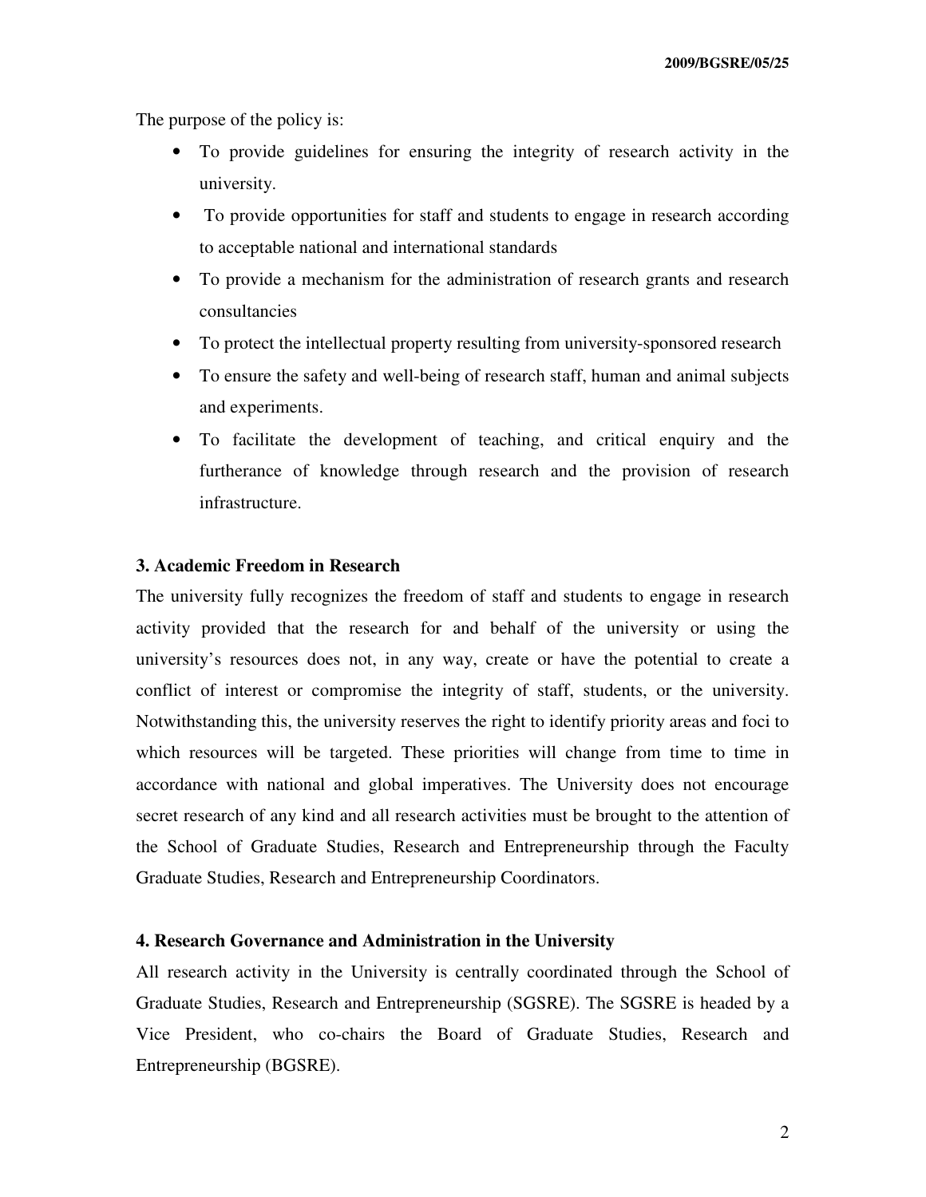The purpose of the policy is:

- To provide guidelines for ensuring the integrity of research activity in the university.
- To provide opportunities for staff and students to engage in research according to acceptable national and international standards
- To provide a mechanism for the administration of research grants and research consultancies
- To protect the intellectual property resulting from university-sponsored research
- To ensure the safety and well-being of research staff, human and animal subjects and experiments.
- To facilitate the development of teaching, and critical enquiry and the furtherance of knowledge through research and the provision of research infrastructure.

**3. Academic Freedom in Research**

The university fully recognizes the freedom of staff and students to engage in research activity provided that the research for and behalf of the university or using the university's resources does not, in any way, create or have the potential to create a conflict of interest or compromise the integrity of staff, students, or the university. Notwithstanding this, the university reserves the right to identify priority areas and foci to which resources will be targeted. These priorities will change from time to time in accordance with national and global imperatives. The University does not encourage secret research of any kind and all research activities must be brought to the attention of the School of Graduate Studies, Research and Entrepreneurship through the Faculty Graduate Studies, Research and Entrepreneurship Coordinators.

**4. Research Governance and Administration in the University**

All research activity in the University is centrally coordinated through the School of Graduate Studies, Research and Entrepreneurship (SGSRE). The SGSRE is headed by a Vice President, who co-chairs the Board of Graduate Studies, Research and Entrepreneurship (BGSRE).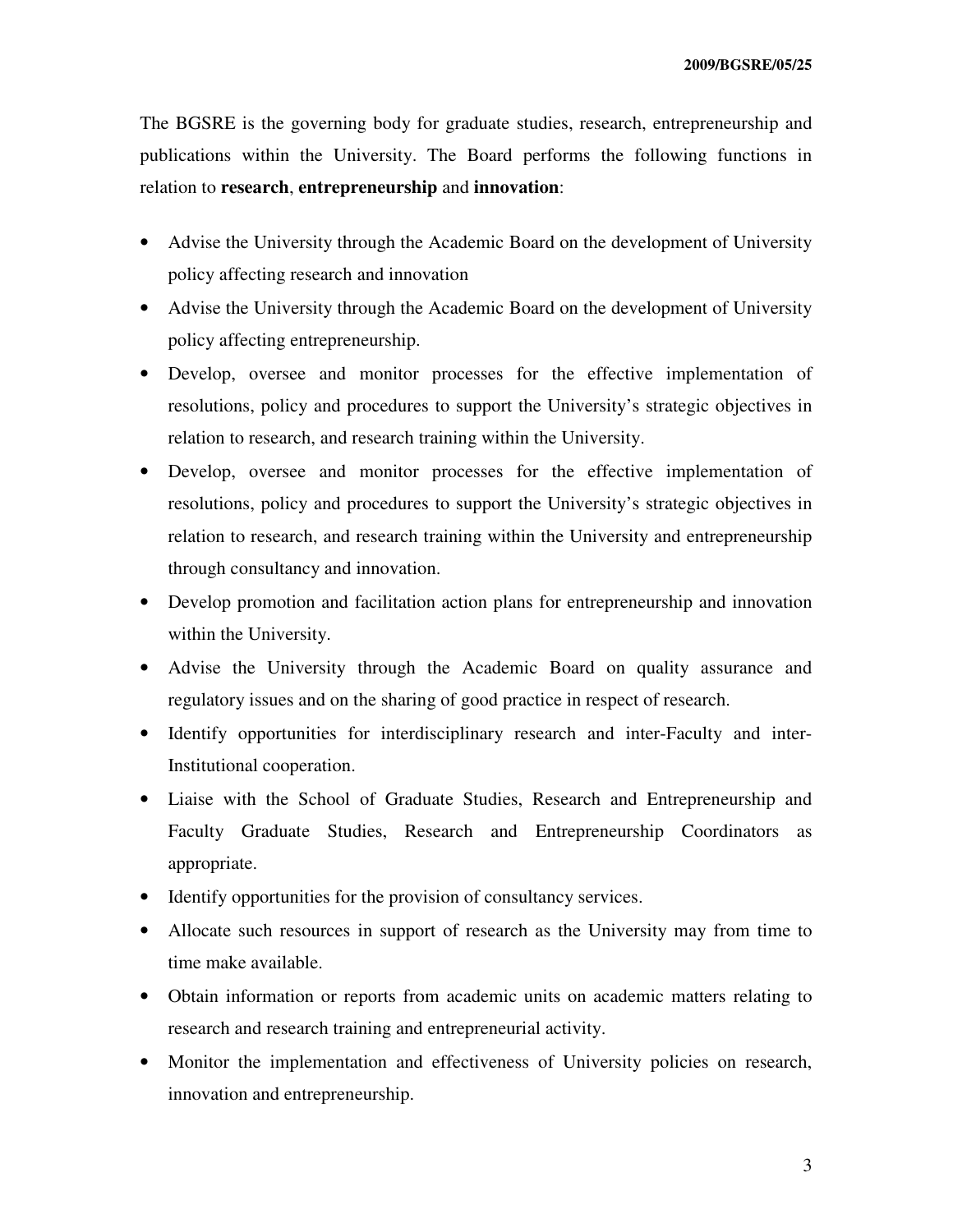The BGSRE is the governing body for graduate studies, research, entrepreneurship and publications within the University. The Board performs the following functions in relation to **research**, **entrepreneurship** and **innovation**:

- Advise the University through the Academic Board on the development of University policy affecting research and innovation
- Advise the University through the Academic Board on the development of University policy affecting entrepreneurship.
- Develop, oversee and monitor processes for the effective implementation of resolutions, policy and procedures to support the University's strategic objectives in relation to research, and research training within the University.
- Develop, oversee and monitor processes for the effective implementation of resolutions, policy and procedures to support the University's strategic objectives in relation to research, and research training within the University and entrepreneurship through consultancy and innovation.
- Develop promotion and facilitation action plans for entrepreneurship and innovation within the University.
- Advise the University through the Academic Board on quality assurance and regulatory issues and on the sharing of good practice in respect of research.
- Identify opportunities for interdisciplinary research and inter-Faculty and inter-Institutional cooperation.
- Liaise with the School of Graduate Studies, Research and Entrepreneurship and Faculty Graduate Studies, Research and Entrepreneurship Coordinators as appropriate.
- Identify opportunities for the provision of consultancy services.
- Allocate such resources in support of research as the University may from time to time make available.
- Obtain information or reports from academic units on academic matters relating to research and research training and entrepreneurial activity.
- Monitor the implementation and effectiveness of University policies on research, innovation and entrepreneurship.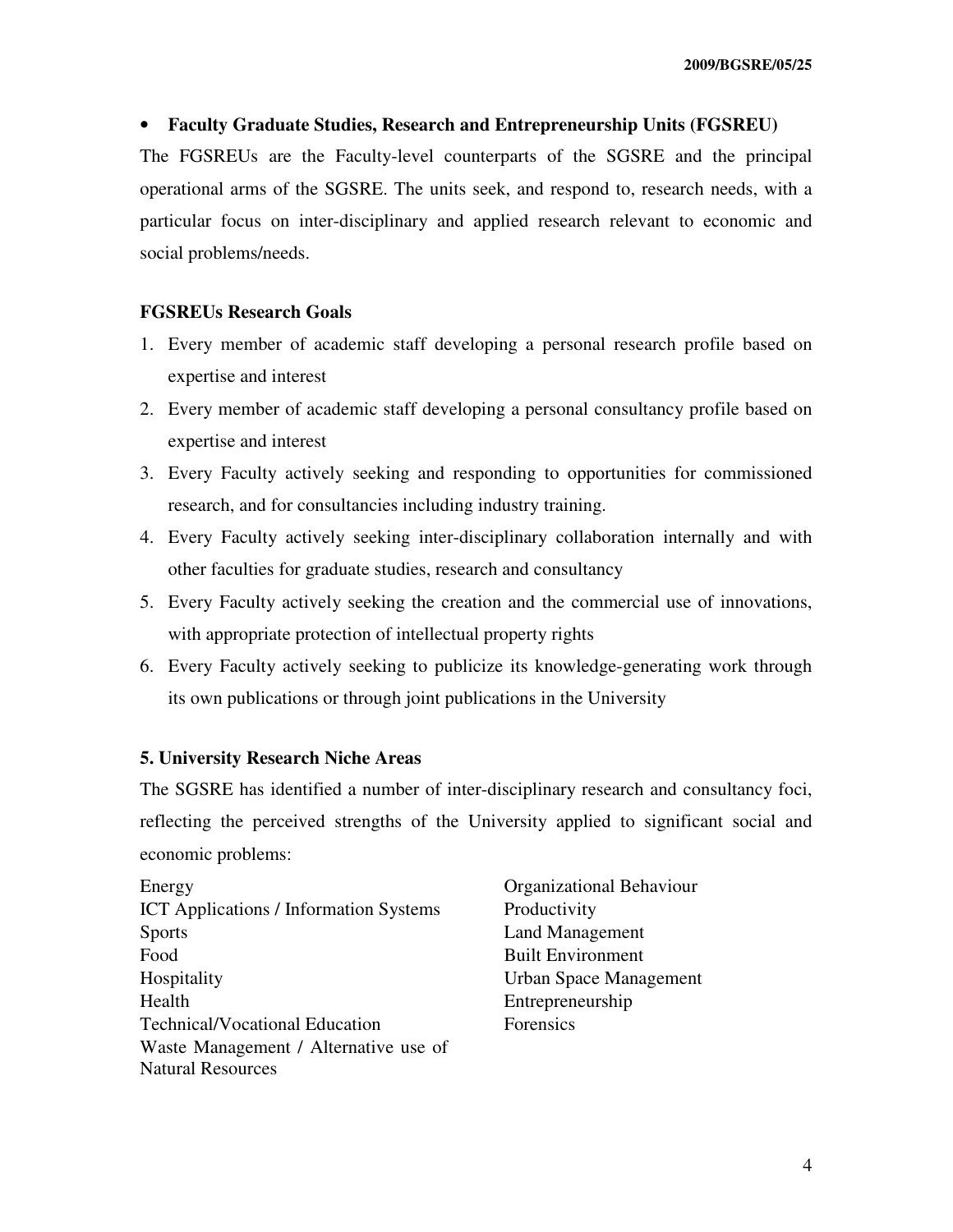- **Faculty Graduate Studies, Research and Entrepreneurship Units (FGSREU)**

The FGSREUs are the Faculty-level counterparts of the SGSRE and the principal operational arms of the SGSRE. The units seek, and respond to, research needs, with a particular focus on inter-disciplinary and applied research relevant to economic and social problems/needs.

**FGSREUs Research Goals**

1. Every member of academic staff developing a personal research profile based on expertise and interest
2. Every member of academic staff developing a personal consultancy profile based on expertise and interest
3. Every Faculty actively seeking and responding to opportunities for commissioned research, and for consultancies including industry training.
4. Every Faculty actively seeking inter-disciplinary collaboration internally and with other faculties for graduate studies, research and consultancy
5. Every Faculty actively seeking the creation and the commercial use of innovations, with appropriate protection of intellectual property rights
6. Every Faculty actively seeking to publicize its knowledge-generating work through its own publications or through joint publications in the University

**5. University Research Niche Areas**

The SGSRE has identified a number of inter-disciplinary research and consultancy foci, reflecting the perceived strengths of the University applied to significant social and economic problems:

Energy
ICT Applications / Information Systems
Sports
Food
Hospitality
Health
Technical/Vocational Education
Waste Management / Alternative use of Natural Resources
Organizational Behaviour
Productivity
Land Management
Built Environment
Urban Space Management
Entrepreneurship
Forensics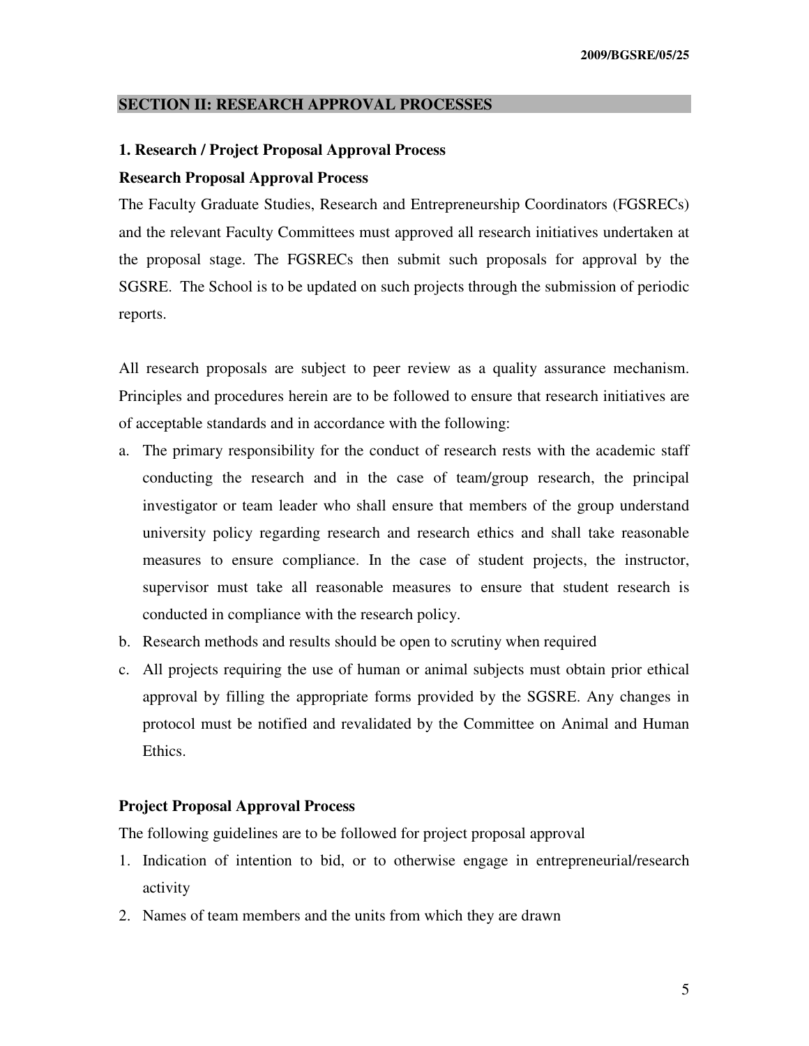## SECTION II: RESEARCH APPROVAL PROCESSES

### 1. Research / Project Proposal Approval Process

#### Research Proposal Approval Process

The Faculty Graduate Studies, Research and Entrepreneurship Coordinators (FGSRECs) and the relevant Faculty Committees must approved all research initiatives undertaken at the proposal stage. The FGSRECs then submit such proposals for approval by the SGSRE. The School is to be updated on such projects through the submission of periodic reports.

All research proposals are subject to peer review as a quality assurance mechanism. Principles and procedures herein are to be followed to ensure that research initiatives are of acceptable standards and in accordance with the following:

a. The primary responsibility for the conduct of research rests with the academic staff conducting the research and in the case of team/group research, the principal investigator or team leader who shall ensure that members of the group understand university policy regarding research and research ethics and shall take reasonable measures to ensure compliance. In the case of student projects, the instructor, supervisor must take all reasonable measures to ensure that student research is conducted in compliance with the research policy.
b. Research methods and results should be open to scrutiny when required
c. All projects requiring the use of human or animal subjects must obtain prior ethical approval by filling the appropriate forms provided by the SGSRE. Any changes in protocol must be notified and revalidated by the Committee on Animal and Human Ethics.

#### Project Proposal Approval Process

The following guidelines are to be followed for project proposal approval

1. Indication of intention to bid, or to otherwise engage in entrepreneurial/research activity
2. Names of team members and the units from which they are drawn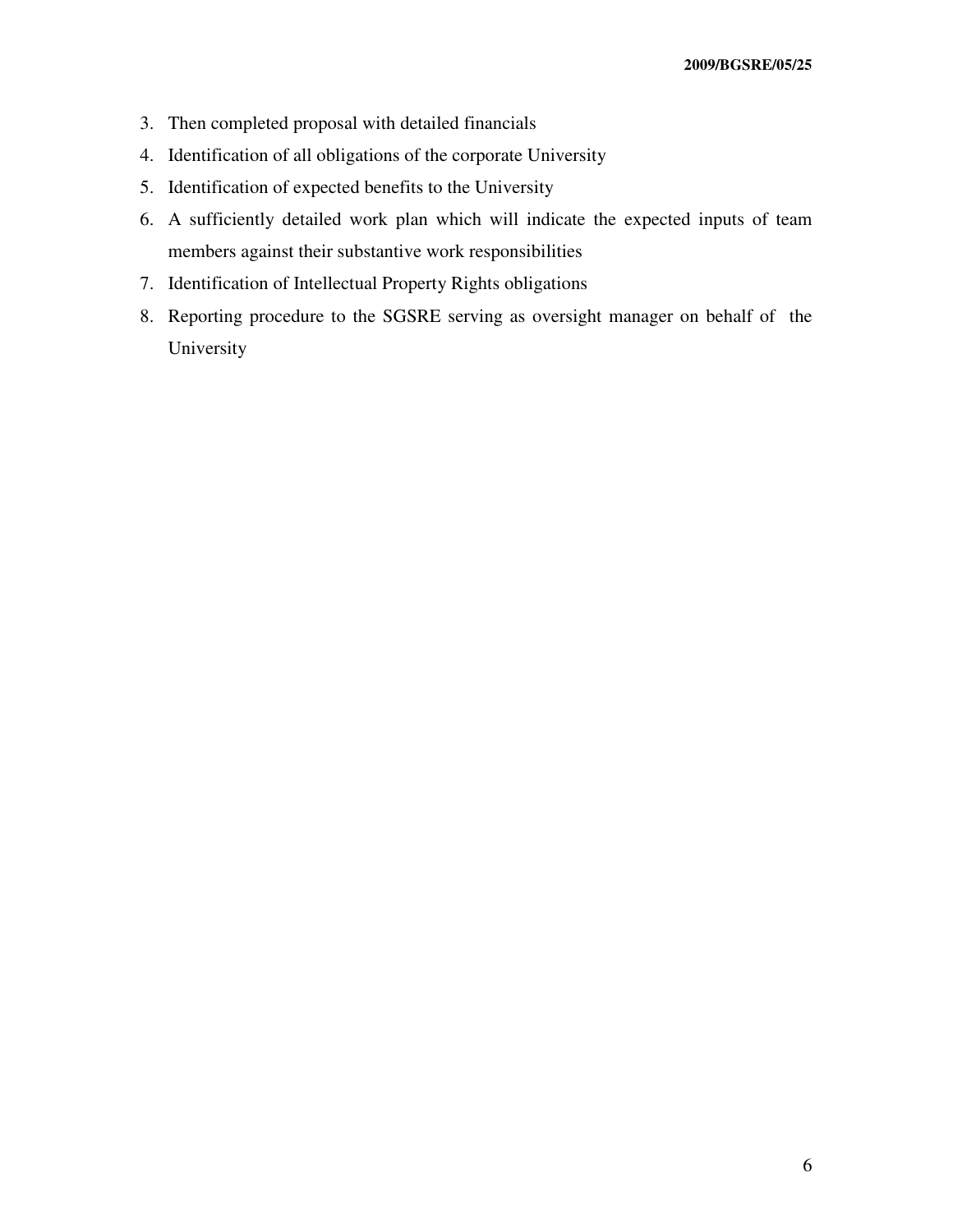3. Then completed proposal with detailed financials
4. Identification of all obligations of the corporate University
5. Identification of expected benefits to the University
6. A sufficiently detailed work plan which will indicate the expected inputs of team members against their substantive work responsibilities
7. Identification of Intellectual Property Rights obligations
8. Reporting procedure to the SGSRE serving as oversight manager on behalf of the University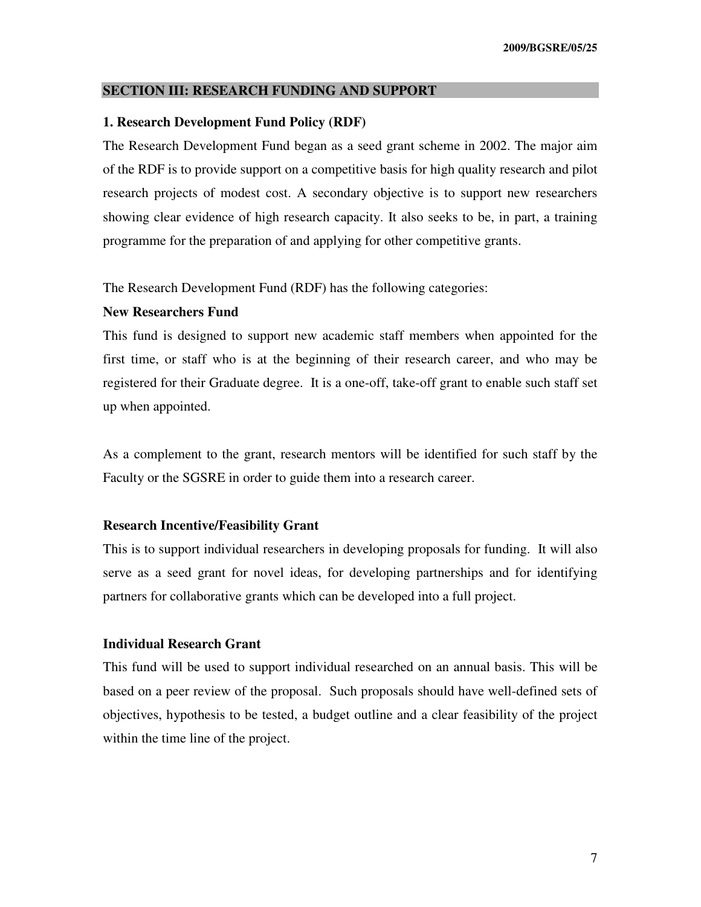## SECTION III: RESEARCH FUNDING AND SUPPORT

### 1. Research Development Fund Policy (RDF)

The Research Development Fund began as a seed grant scheme in 2002. The major aim of the RDF is to provide support on a competitive basis for high quality research and pilot research projects of modest cost. A secondary objective is to support new researchers showing clear evidence of high research capacity. It also seeks to be, in part, a training programme for the preparation of and applying for other competitive grants.

The Research Development Fund (RDF) has the following categories:

**New Researchers Fund**

This fund is designed to support new academic staff members when appointed for the first time, or staff who is at the beginning of their research career, and who may be registered for their Graduate degree. It is a one-off, take-off grant to enable such staff set up when appointed.

As a complement to the grant, research mentors will be identified for such staff by the Faculty or the SGSRE in order to guide them into a research career.

**Research Incentive/Feasibility Grant**

This is to support individual researchers in developing proposals for funding. It will also serve as a seed grant for novel ideas, for developing partnerships and for identifying partners for collaborative grants which can be developed into a full project.

**Individual Research Grant**

This fund will be used to support individual researched on an annual basis. This will be based on a peer review of the proposal. Such proposals should have well-defined sets of objectives, hypothesis to be tested, a budget outline and a clear feasibility of the project within the time line of the project.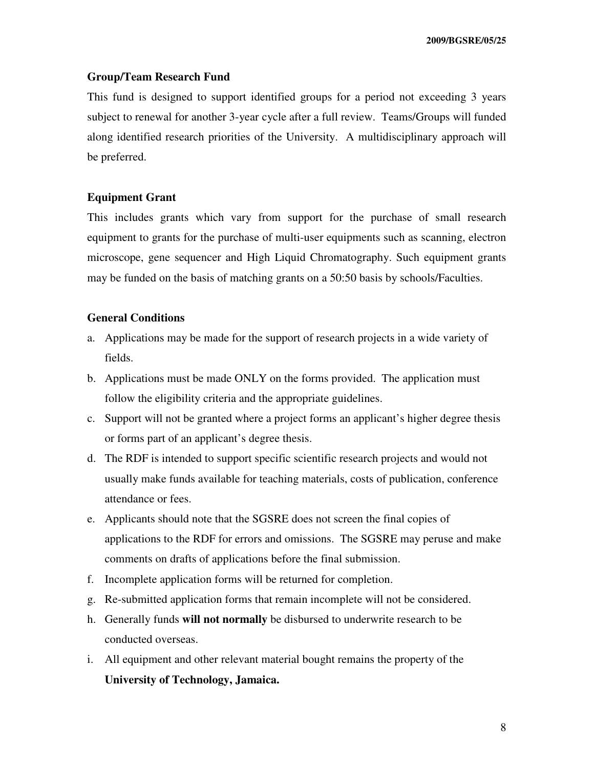### Group/Team Research Fund

This fund is designed to support identified groups for a period not exceeding 3 years subject to renewal for another 3-year cycle after a full review. Teams/Groups will funded along identified research priorities of the University. A multidisciplinary approach will be preferred.

### Equipment Grant

This includes grants which vary from support for the purchase of small research equipment to grants for the purchase of multi-user equipments such as scanning, electron microscope, gene sequencer and High Liquid Chromatography. Such equipment grants may be funded on the basis of matching grants on a 50:50 basis by schools/Faculties.

### General Conditions

a. Applications may be made for the support of research projects in a wide variety of fields.
b. Applications must be made ONLY on the forms provided. The application must follow the eligibility criteria and the appropriate guidelines.
c. Support will not be granted where a project forms an applicant's higher degree thesis or forms part of an applicant's degree thesis.
d. The RDF is intended to support specific scientific research projects and would not usually make funds available for teaching materials, costs of publication, conference attendance or fees.
e. Applicants should note that the SGSRE does not screen the final copies of applications to the RDF for errors and omissions. The SGSRE may peruse and make comments on drafts of applications before the final submission.
f. Incomplete application forms will be returned for completion.
g. Re-submitted application forms that remain incomplete will not be considered.
h. Generally funds **will not normally** be disbursed to underwrite research to be conducted overseas.
i. All equipment and other relevant material bought remains the property of the **University of Technology, Jamaica.**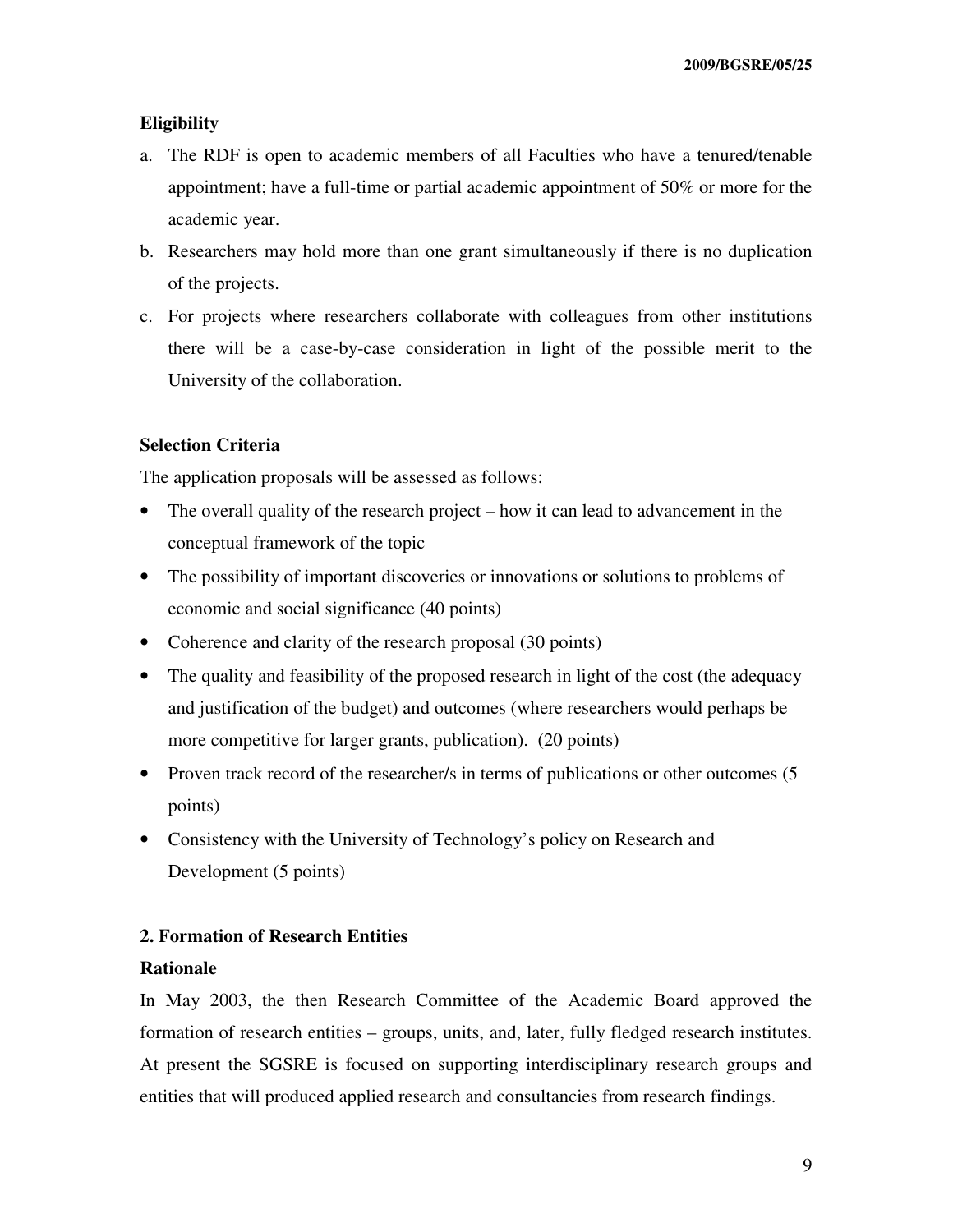**Eligibility**

a. The RDF is open to academic members of all Faculties who have a tenured/tenable appointment; have a full-time or partial academic appointment of 50% or more for the academic year.
b. Researchers may hold more than one grant simultaneously if there is no duplication of the projects.
c. For projects where researchers collaborate with colleagues from other institutions there will be a case-by-case consideration in light of the possible merit to the University of the collaboration.

**Selection Criteria**

The application proposals will be assessed as follows:

- The overall quality of the research project – how it can lead to advancement in the conceptual framework of the topic
- The possibility of important discoveries or innovations or solutions to problems of economic and social significance (40 points)
- Coherence and clarity of the research proposal (30 points)
- The quality and feasibility of the proposed research in light of the cost (the adequacy and justification of the budget) and outcomes (where researchers would perhaps be more competitive for larger grants, publication). (20 points)
- Proven track record of the researcher/s in terms of publications or other outcomes (5 points)
- Consistency with the University of Technology's policy on Research and Development (5 points)

**2. Formation of Research Entities**

**Rationale**

In May 2003, the then Research Committee of the Academic Board approved the formation of research entities – groups, units, and, later, fully fledged research institutes. At present the SGSRE is focused on supporting interdisciplinary research groups and entities that will produced applied research and consultancies from research findings.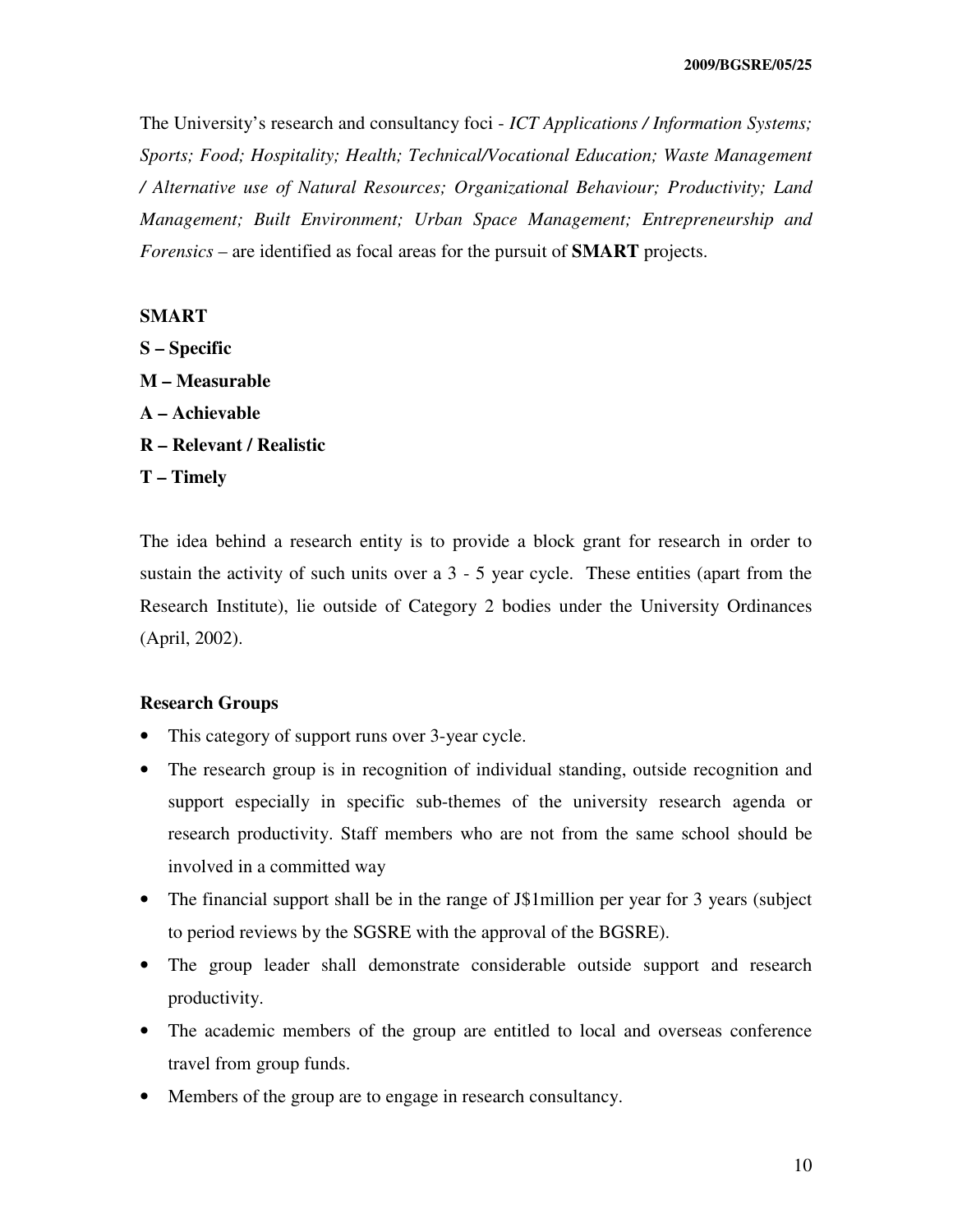The University's research and consultancy foci - *ICT Applications / Information Systems; Sports; Food; Hospitality; Health; Technical/Vocational Education; Waste Management / Alternative use of Natural Resources; Organizational Behaviour; Productivity; Land Management; Built Environment; Urban Space Management; Entrepreneurship and Forensics* – are identified as focal areas for the pursuit of **SMART** projects.

**SMART**

**S – Specific**

**M – Measurable**

**A – Achievable**

**R – Relevant / Realistic**

**T – Timely**

The idea behind a research entity is to provide a block grant for research in order to sustain the activity of such units over a 3 - 5 year cycle. These entities (apart from the Research Institute), lie outside of Category 2 bodies under the University Ordinances (April, 2002).

**Research Groups**

- This category of support runs over 3-year cycle.
- The research group is in recognition of individual standing, outside recognition and support especially in specific sub-themes of the university research agenda or research productivity. Staff members who are not from the same school should be involved in a committed way
- The financial support shall be in the range of J$1million per year for 3 years (subject to period reviews by the SGSRE with the approval of the BGSRE).
- The group leader shall demonstrate considerable outside support and research productivity.
- The academic members of the group are entitled to local and overseas conference travel from group funds.
- Members of the group are to engage in research consultancy.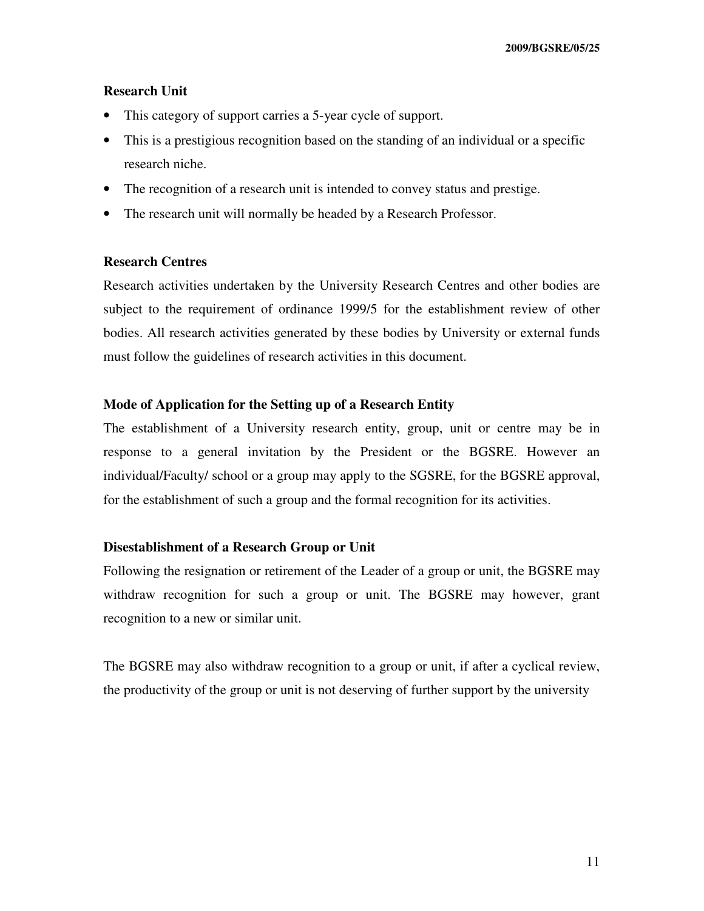**Research Unit**

- This category of support carries a 5-year cycle of support.
- This is a prestigious recognition based on the standing of an individual or a specific research niche.
- The recognition of a research unit is intended to convey status and prestige.
- The research unit will normally be headed by a Research Professor.

**Research Centres**

Research activities undertaken by the University Research Centres and other bodies are subject to the requirement of ordinance 1999/5 for the establishment review of other bodies. All research activities generated by these bodies by University or external funds must follow the guidelines of research activities in this document.

**Mode of Application for the Setting up of a Research Entity**

The establishment of a University research entity, group, unit or centre may be in response to a general invitation by the President or the BGSRE. However an individual/Faculty/ school or a group may apply to the SGSRE, for the BGSRE approval, for the establishment of such a group and the formal recognition for its activities.

**Disestablishment of a Research Group or Unit**

Following the resignation or retirement of the Leader of a group or unit, the BGSRE may withdraw recognition for such a group or unit. The BGSRE may however, grant recognition to a new or similar unit.

The BGSRE may also withdraw recognition to a group or unit, if after a cyclical review, the productivity of the group or unit is not deserving of further support by the university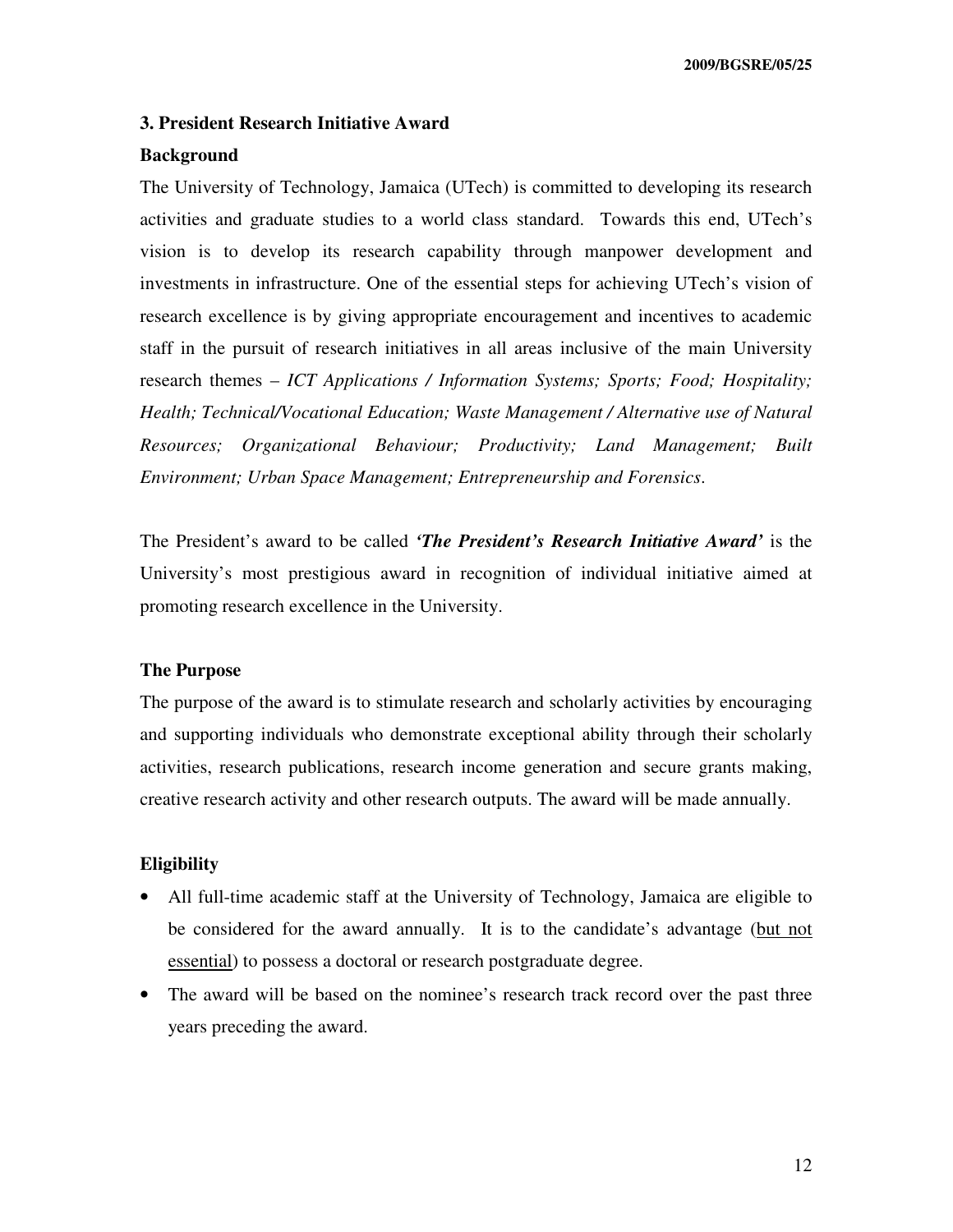### 3. President Research Initiative Award

**Background**

The University of Technology, Jamaica (UTech) is committed to developing its research activities and graduate studies to a world class standard. Towards this end, UTech's vision is to develop its research capability through manpower development and investments in infrastructure. One of the essential steps for achieving UTech's vision of research excellence is by giving appropriate encouragement and incentives to academic staff in the pursuit of research initiatives in all areas inclusive of the main University research themes – *ICT Applications / Information Systems; Sports; Food; Hospitality; Health; Technical/Vocational Education; Waste Management / Alternative use of Natural Resources; Organizational Behaviour; Productivity; Land Management; Built Environment; Urban Space Management; Entrepreneurship and Forensics.*

The President's award to be called ***'The President's Research Initiative Award'*** is the University's most prestigious award in recognition of individual initiative aimed at promoting research excellence in the University.

**The Purpose**

The purpose of the award is to stimulate research and scholarly activities by encouraging and supporting individuals who demonstrate exceptional ability through their scholarly activities, research publications, research income generation and secure grants making, creative research activity and other research outputs. The award will be made annually.

**Eligibility**

- All full-time academic staff at the University of Technology, Jamaica are eligible to be considered for the award annually. It is to the candidate's advantage (<u>but not essential</u>) to possess a doctoral or research postgraduate degree.
- The award will be based on the nominee's research track record over the past three years preceding the award.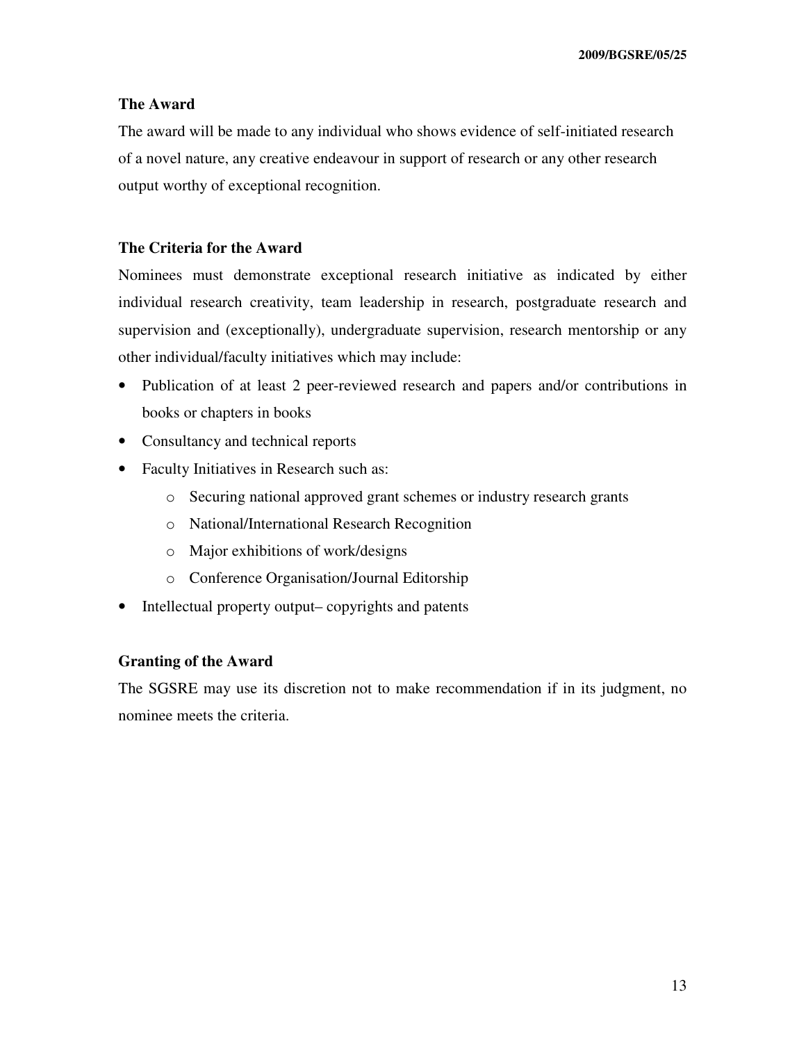### The Award

The award will be made to any individual who shows evidence of self-initiated research of a novel nature, any creative endeavour in support of research or any other research output worthy of exceptional recognition.

### The Criteria for the Award

Nominees must demonstrate exceptional research initiative as indicated by either individual research creativity, team leadership in research, postgraduate research and supervision and (exceptionally), undergraduate supervision, research mentorship or any other individual/faculty initiatives which may include:

- Publication of at least 2 peer-reviewed research and papers and/or contributions in books or chapters in books
- Consultancy and technical reports
- Faculty Initiatives in Research such as:
  - Securing national approved grant schemes or industry research grants
  - National/International Research Recognition
  - Major exhibitions of work/designs
  - Conference Organisation/Journal Editorship
- Intellectual property output– copyrights and patents

### Granting of the Award

The SGSRE may use its discretion not to make recommendation if in its judgment, no nominee meets the criteria.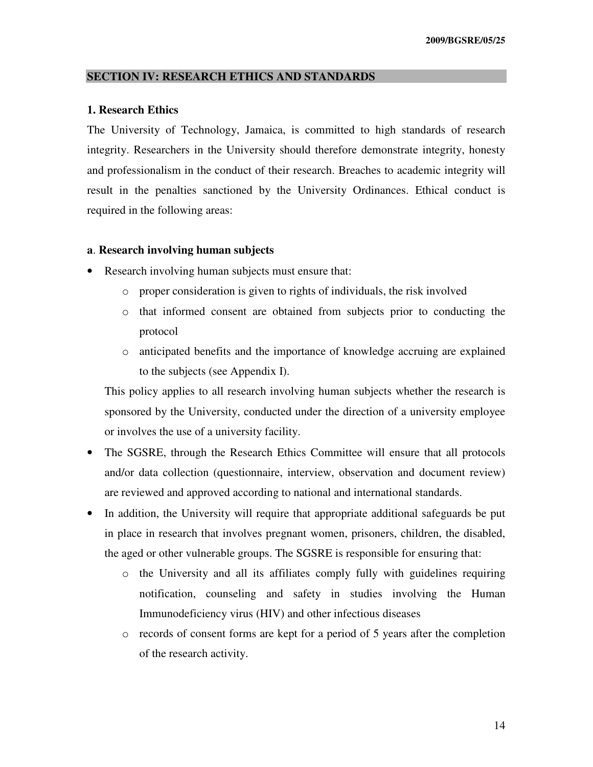## SECTION IV: RESEARCH ETHICS AND STANDARDS

### 1. Research Ethics

The University of Technology, Jamaica, is committed to high standards of research integrity. Researchers in the University should therefore demonstrate integrity, honesty and professionalism in the conduct of their research. Breaches to academic integrity will result in the penalties sanctioned by the University Ordinances. Ethical conduct is required in the following areas:

**a**. **Research involving human subjects**

- Research involving human subjects must ensure that:
  - proper consideration is given to rights of individuals, the risk involved
  - that informed consent are obtained from subjects prior to conducting the protocol
  - anticipated benefits and the importance of knowledge accruing are explained to the subjects (see Appendix I).

  This policy applies to all research involving human subjects whether the research is sponsored by the University, conducted under the direction of a university employee or involves the use of a university facility.
- The SGSRE, through the Research Ethics Committee will ensure that all protocols and/or data collection (questionnaire, interview, observation and document review) are reviewed and approved according to national and international standards.
- In addition, the University will require that appropriate additional safeguards be put in place in research that involves pregnant women, prisoners, children, the disabled, the aged or other vulnerable groups. The SGSRE is responsible for ensuring that:
  - the University and all its affiliates comply fully with guidelines requiring notification, counseling and safety in studies involving the Human Immunodeficiency virus (HIV) and other infectious diseases
  - records of consent forms are kept for a period of 5 years after the completion of the research activity.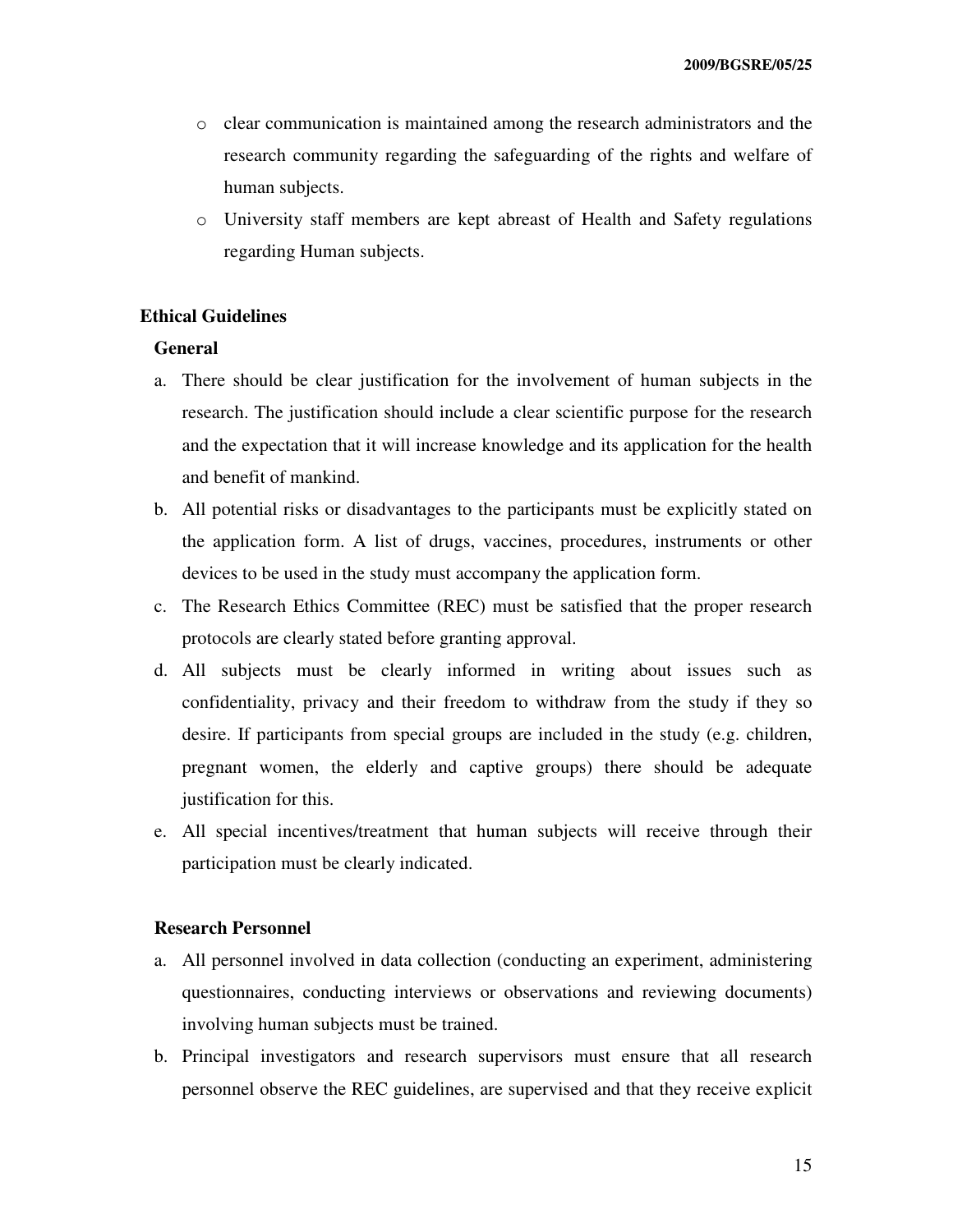- clear communication is maintained among the research administrators and the research community regarding the safeguarding of the rights and welfare of human subjects.
- University staff members are kept abreast of Health and Safety regulations regarding Human subjects.

## Ethical Guidelines

### General

a. There should be clear justification for the involvement of human subjects in the research. The justification should include a clear scientific purpose for the research and the expectation that it will increase knowledge and its application for the health and benefit of mankind.

b. All potential risks or disadvantages to the participants must be explicitly stated on the application form. A list of drugs, vaccines, procedures, instruments or other devices to be used in the study must accompany the application form.

c. The Research Ethics Committee (REC) must be satisfied that the proper research protocols are clearly stated before granting approval.

d. All subjects must be clearly informed in writing about issues such as confidentiality, privacy and their freedom to withdraw from the study if they so desire. If participants from special groups are included in the study (e.g. children, pregnant women, the elderly and captive groups) there should be adequate justification for this.

e. All special incentives/treatment that human subjects will receive through their participation must be clearly indicated.

### Research Personnel

a. All personnel involved in data collection (conducting an experiment, administering questionnaires, conducting interviews or observations and reviewing documents) involving human subjects must be trained.

b. Principal investigators and research supervisors must ensure that all research personnel observe the REC guidelines, are supervised and that they receive explicit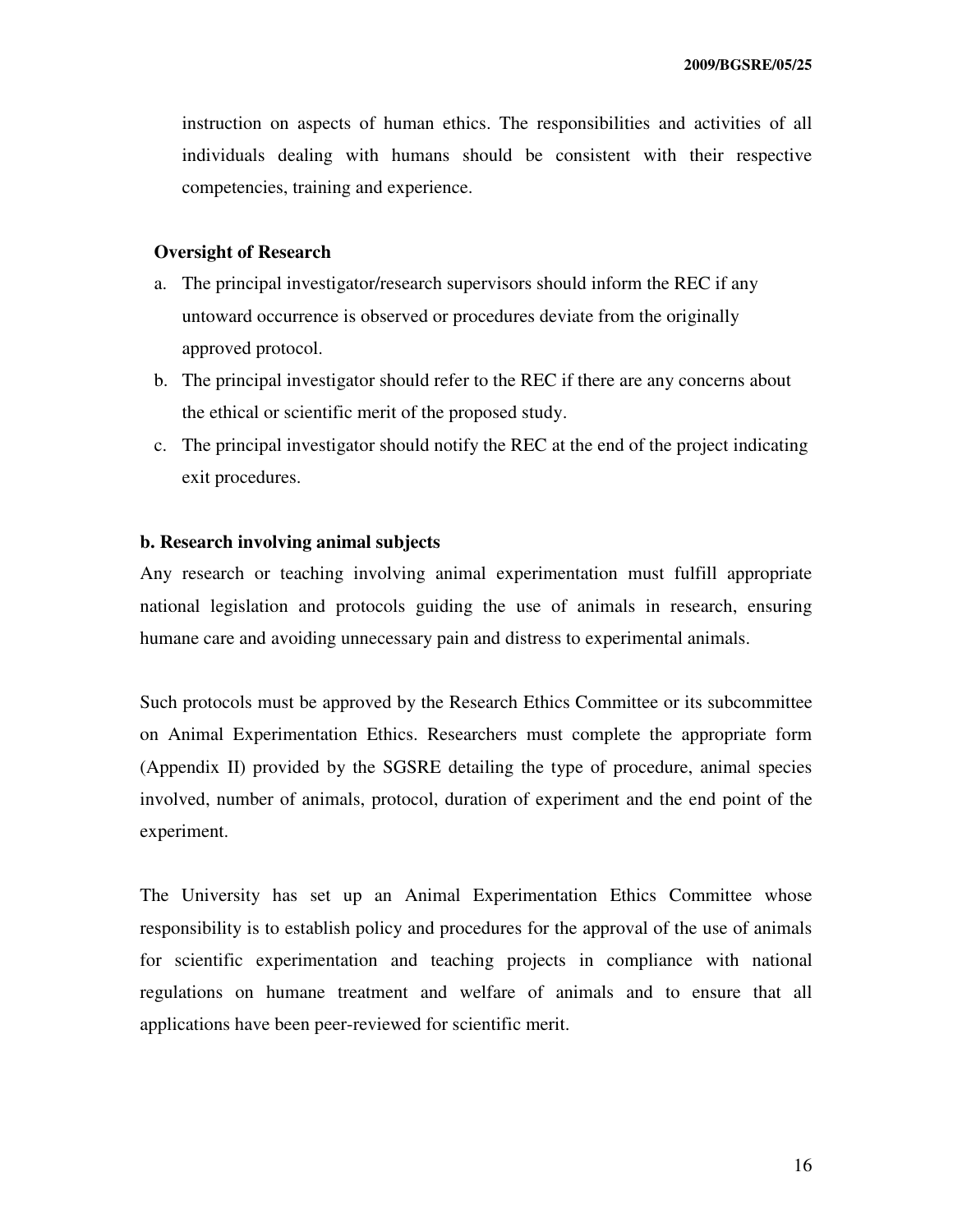instruction on aspects of human ethics. The responsibilities and activities of all individuals dealing with humans should be consistent with their respective competencies, training and experience.

**Oversight of Research**

a. The principal investigator/research supervisors should inform the REC if any untoward occurrence is observed or procedures deviate from the originally approved protocol.
b. The principal investigator should refer to the REC if there are any concerns about the ethical or scientific merit of the proposed study.
c. The principal investigator should notify the REC at the end of the project indicating exit procedures.

**b. Research involving animal subjects**

Any research or teaching involving animal experimentation must fulfill appropriate national legislation and protocols guiding the use of animals in research, ensuring humane care and avoiding unnecessary pain and distress to experimental animals.

Such protocols must be approved by the Research Ethics Committee or its subcommittee on Animal Experimentation Ethics. Researchers must complete the appropriate form (Appendix II) provided by the SGSRE detailing the type of procedure, animal species involved, number of animals, protocol, duration of experiment and the end point of the experiment.

The University has set up an Animal Experimentation Ethics Committee whose responsibility is to establish policy and procedures for the approval of the use of animals for scientific experimentation and teaching projects in compliance with national regulations on humane treatment and welfare of animals and to ensure that all applications have been peer-reviewed for scientific merit.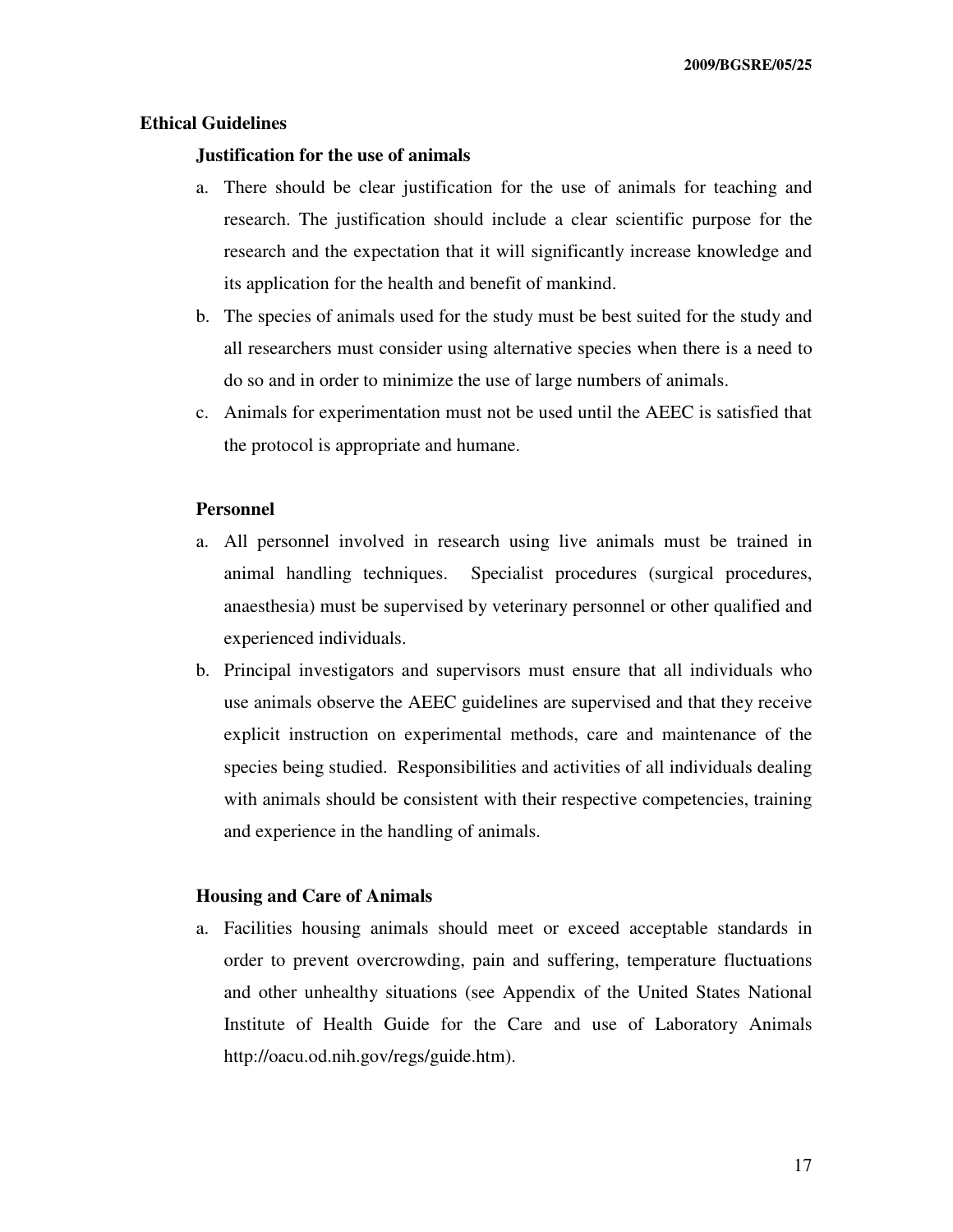## Ethical Guidelines

### Justification for the use of animals

a. There should be clear justification for the use of animals for teaching and research. The justification should include a clear scientific purpose for the research and the expectation that it will significantly increase knowledge and its application for the health and benefit of mankind.
b. The species of animals used for the study must be best suited for the study and all researchers must consider using alternative species when there is a need to do so and in order to minimize the use of large numbers of animals.
c. Animals for experimentation must not be used until the AEEC is satisfied that the protocol is appropriate and humane.

### Personnel

a. All personnel involved in research using live animals must be trained in animal handling techniques. Specialist procedures (surgical procedures, anaesthesia) must be supervised by veterinary personnel or other qualified and experienced individuals.
b. Principal investigators and supervisors must ensure that all individuals who use animals observe the AEEC guidelines are supervised and that they receive explicit instruction on experimental methods, care and maintenance of the species being studied. Responsibilities and activities of all individuals dealing with animals should be consistent with their respective competencies, training and experience in the handling of animals.

### Housing and Care of Animals

a. Facilities housing animals should meet or exceed acceptable standards in order to prevent overcrowding, pain and suffering, temperature fluctuations and other unhealthy situations (see Appendix of the United States National Institute of Health Guide for the Care and use of Laboratory Animals http://oacu.od.nih.gov/regs/guide.htm).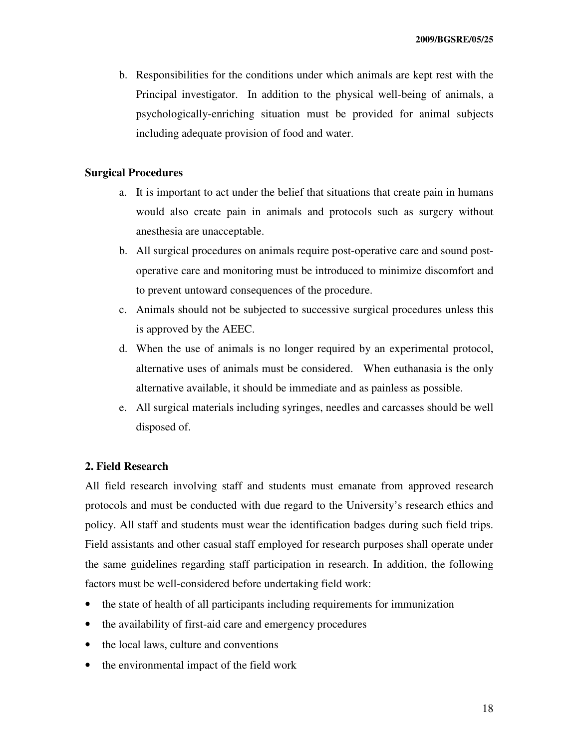b. Responsibilities for the conditions under which animals are kept rest with the Principal investigator. In addition to the physical well-being of animals, a psychologically-enriching situation must be provided for animal subjects including adequate provision of food and water.

**Surgical Procedures**

a. It is important to act under the belief that situations that create pain in humans would also create pain in animals and protocols such as surgery without anesthesia are unacceptable.
b. All surgical procedures on animals require post-operative care and sound post-operative care and monitoring must be introduced to minimize discomfort and to prevent untoward consequences of the procedure.
c. Animals should not be subjected to successive surgical procedures unless this is approved by the AEEC.
d. When the use of animals is no longer required by an experimental protocol, alternative uses of animals must be considered. When euthanasia is the only alternative available, it should be immediate and as painless as possible.
e. All surgical materials including syringes, needles and carcasses should be well disposed of.

**2. Field Research**

All field research involving staff and students must emanate from approved research protocols and must be conducted with due regard to the University's research ethics and policy. All staff and students must wear the identification badges during such field trips. Field assistants and other casual staff employed for research purposes shall operate under the same guidelines regarding staff participation in research. In addition, the following factors must be well-considered before undertaking field work:

- the state of health of all participants including requirements for immunization
- the availability of first-aid care and emergency procedures
- the local laws, culture and conventions
- the environmental impact of the field work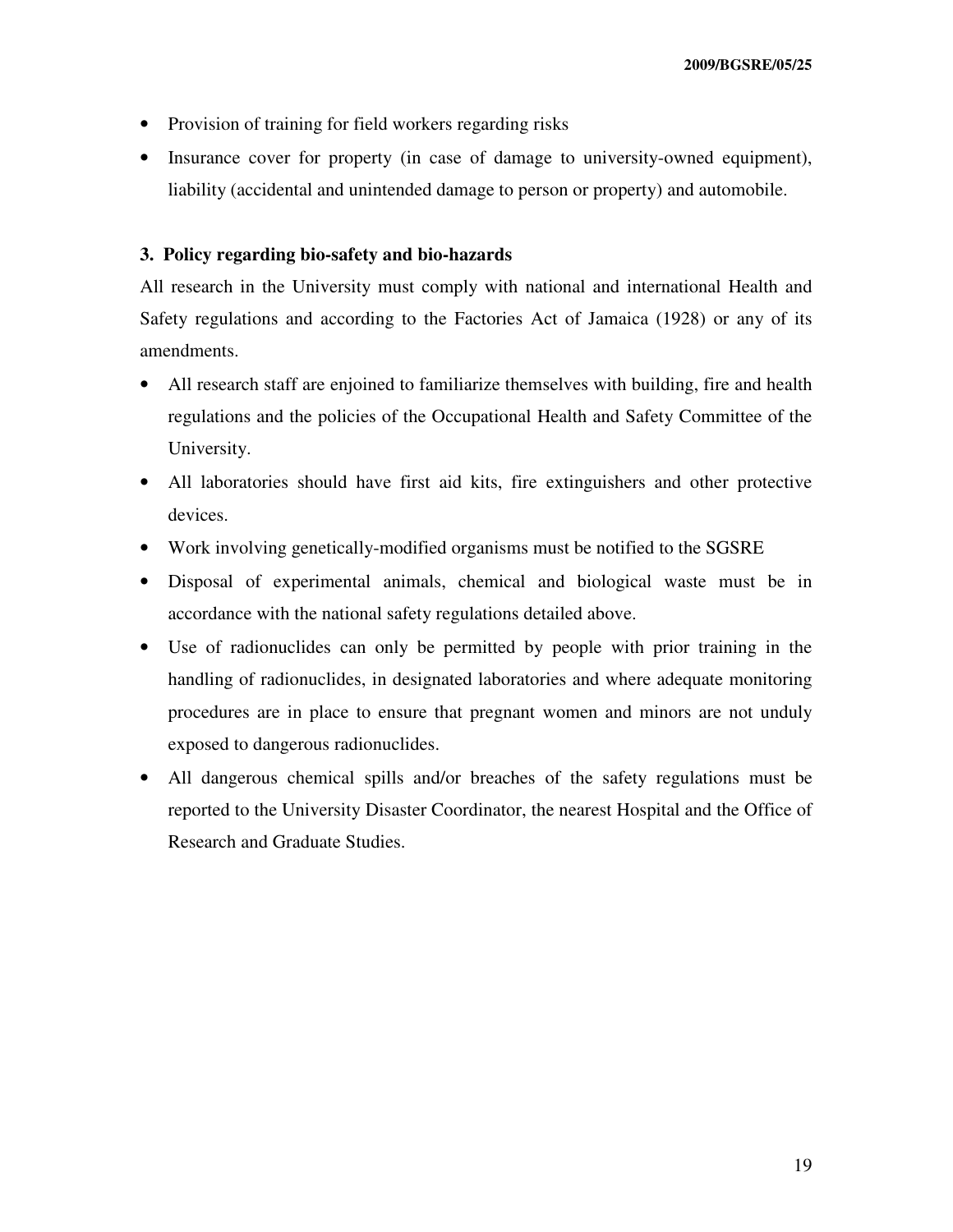- Provision of training for field workers regarding risks
- Insurance cover for property (in case of damage to university-owned equipment), liability (accidental and unintended damage to person or property) and automobile.

### 3. Policy regarding bio-safety and bio-hazards

All research in the University must comply with national and international Health and Safety regulations and according to the Factories Act of Jamaica (1928) or any of its amendments.

- All research staff are enjoined to familiarize themselves with building, fire and health regulations and the policies of the Occupational Health and Safety Committee of the University.
- All laboratories should have first aid kits, fire extinguishers and other protective devices.
- Work involving genetically-modified organisms must be notified to the SGSRE
- Disposal of experimental animals, chemical and biological waste must be in accordance with the national safety regulations detailed above.
- Use of radionuclides can only be permitted by people with prior training in the handling of radionuclides, in designated laboratories and where adequate monitoring procedures are in place to ensure that pregnant women and minors are not unduly exposed to dangerous radionuclides.
- All dangerous chemical spills and/or breaches of the safety regulations must be reported to the University Disaster Coordinator, the nearest Hospital and the Office of Research and Graduate Studies.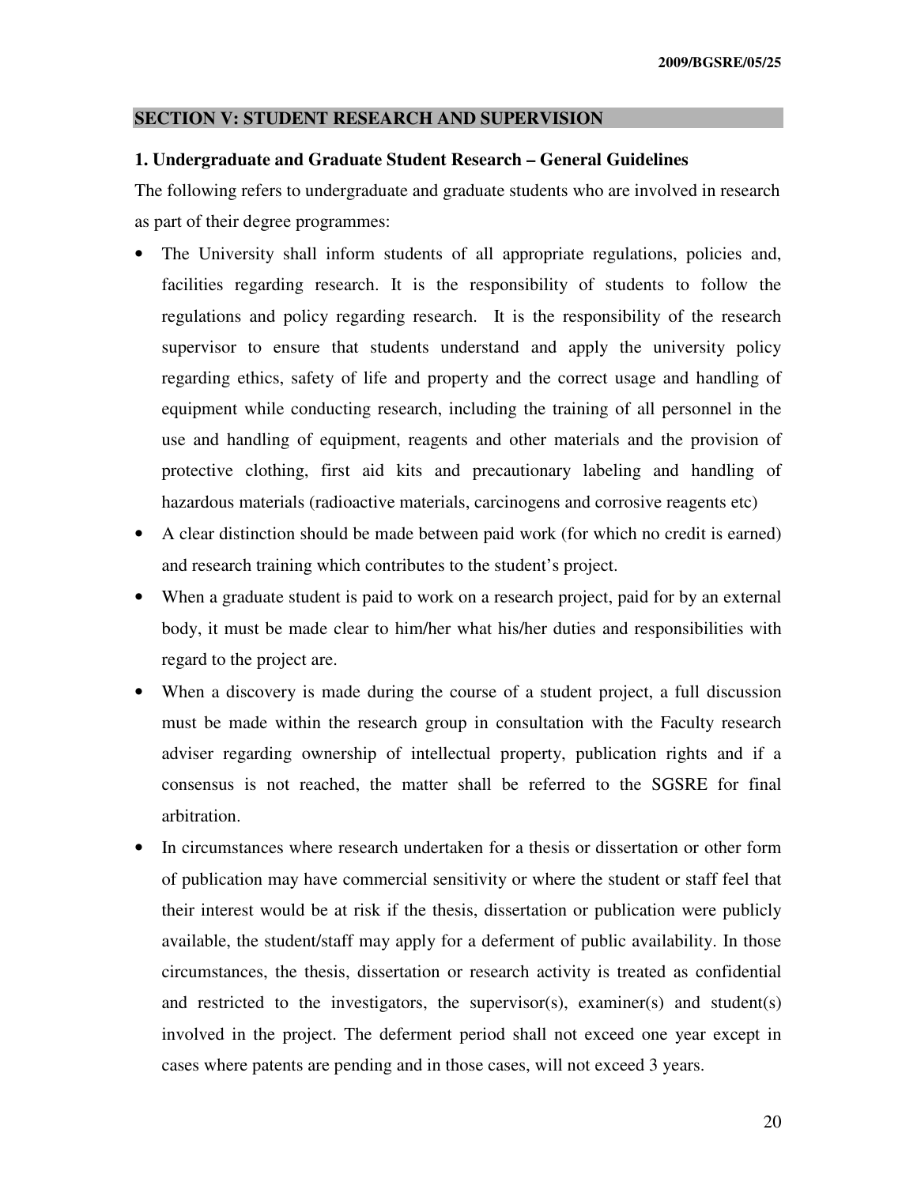## SECTION V: STUDENT RESEARCH AND SUPERVISION

### 1. Undergraduate and Graduate Student Research – General Guidelines

The following refers to undergraduate and graduate students who are involved in research as part of their degree programmes:

- The University shall inform students of all appropriate regulations, policies and, facilities regarding research. It is the responsibility of students to follow the regulations and policy regarding research. It is the responsibility of the research supervisor to ensure that students understand and apply the university policy regarding ethics, safety of life and property and the correct usage and handling of equipment while conducting research, including the training of all personnel in the use and handling of equipment, reagents and other materials and the provision of protective clothing, first aid kits and precautionary labeling and handling of hazardous materials (radioactive materials, carcinogens and corrosive reagents etc)
- A clear distinction should be made between paid work (for which no credit is earned) and research training which contributes to the student's project.
- When a graduate student is paid to work on a research project, paid for by an external body, it must be made clear to him/her what his/her duties and responsibilities with regard to the project are.
- When a discovery is made during the course of a student project, a full discussion must be made within the research group in consultation with the Faculty research adviser regarding ownership of intellectual property, publication rights and if a consensus is not reached, the matter shall be referred to the SGSRE for final arbitration.
- In circumstances where research undertaken for a thesis or dissertation or other form of publication may have commercial sensitivity or where the student or staff feel that their interest would be at risk if the thesis, dissertation or publication were publicly available, the student/staff may apply for a deferment of public availability. In those circumstances, the thesis, dissertation or research activity is treated as confidential and restricted to the investigators, the supervisor(s), examiner(s) and student(s) involved in the project. The deferment period shall not exceed one year except in cases where patents are pending and in those cases, will not exceed 3 years.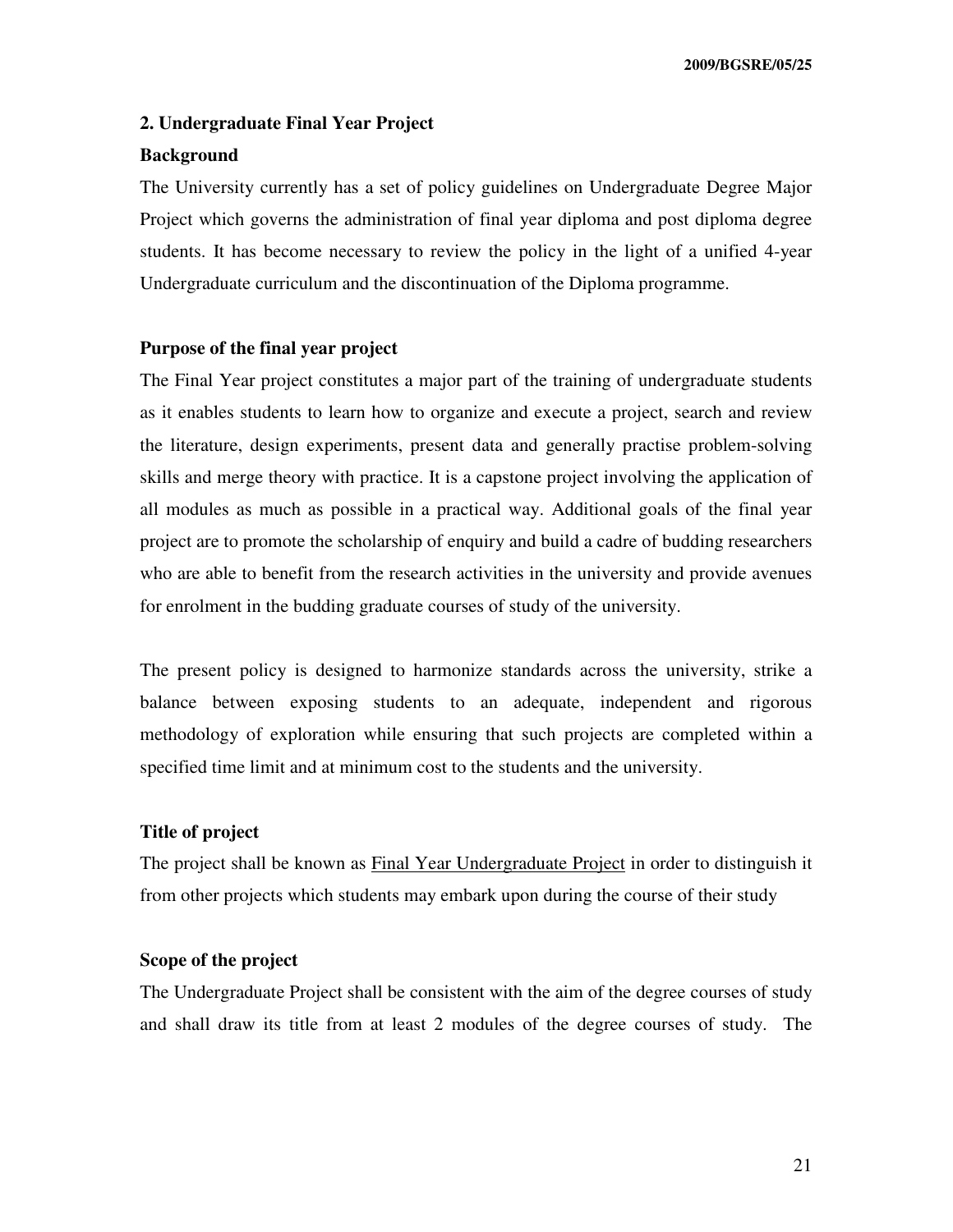## 2. Undergraduate Final Year Project

### Background

The University currently has a set of policy guidelines on Undergraduate Degree Major Project which governs the administration of final year diploma and post diploma degree students. It has become necessary to review the policy in the light of a unified 4-year Undergraduate curriculum and the discontinuation of the Diploma programme.

### Purpose of the final year project

The Final Year project constitutes a major part of the training of undergraduate students as it enables students to learn how to organize and execute a project, search and review the literature, design experiments, present data and generally practise problem-solving skills and merge theory with practice. It is a capstone project involving the application of all modules as much as possible in a practical way. Additional goals of the final year project are to promote the scholarship of enquiry and build a cadre of budding researchers who are able to benefit from the research activities in the university and provide avenues for enrolment in the budding graduate courses of study of the university.

The present policy is designed to harmonize standards across the university, strike a balance between exposing students to an adequate, independent and rigorous methodology of exploration while ensuring that such projects are completed within a specified time limit and at minimum cost to the students and the university.

### Title of project

The project shall be known as <u>Final Year Undergraduate Project</u> in order to distinguish it from other projects which students may embark upon during the course of their study

### Scope of the project

The Undergraduate Project shall be consistent with the aim of the degree courses of study and shall draw its title from at least 2 modules of the degree courses of study. The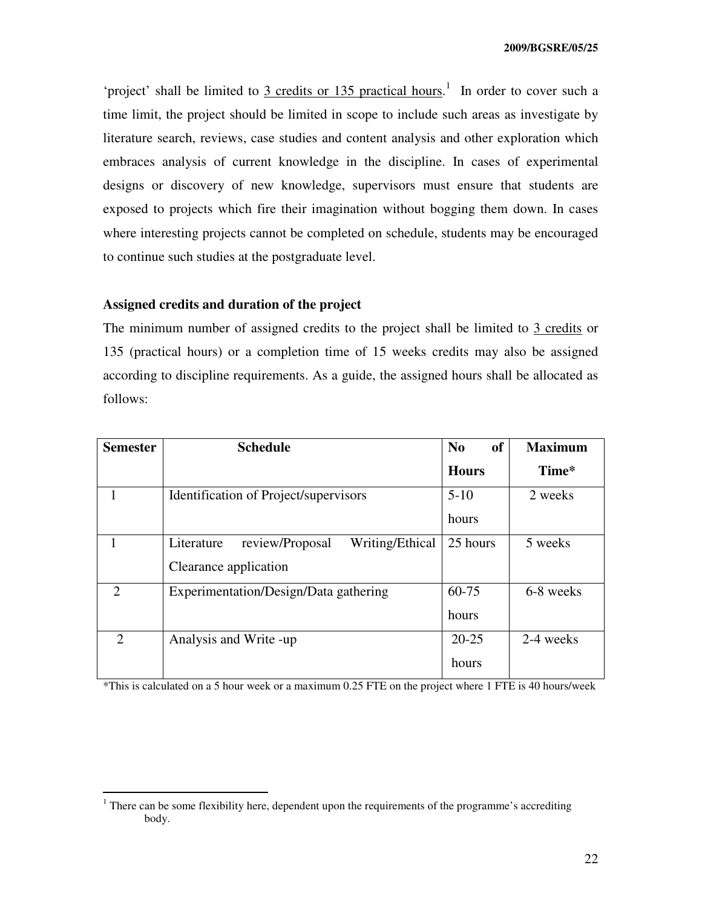'project' shall be limited to 3 credits or 135 practical hours.[1] In order to cover such a time limit, the project should be limited in scope to include such areas as investigate by literature search, reviews, case studies and content analysis and other exploration which embraces analysis of current knowledge in the discipline. In cases of experimental designs or discovery of new knowledge, supervisors must ensure that students are exposed to projects which fire their imagination without bogging them down. In cases where interesting projects cannot be completed on schedule, students may be encouraged to continue such studies at the postgraduate level.

**Assigned credits and duration of the project**

The minimum number of assigned credits to the project shall be limited to 3 credits or 135 (practical hours) or a completion time of 15 weeks credits may also be assigned according to discipline requirements. As a guide, the assigned hours shall be allocated as follows:

| Semester | Schedule | No of Hours | Maximum Time* |
|---|---|---|---|
| 1 | Identification of Project/supervisors | 5-10 hours | 2 weeks |
| 1 | Literature review/Proposal Writing/Ethical Clearance application | 25 hours | 5 weeks |
| 2 | Experimentation/Design/Data gathering | 60-75 hours | 6-8 weeks |
| 2 | Analysis and Write -up | 20-25 hours | 2-4 weeks |

*This is calculated on a 5 hour week or a maximum 0.25 FTE on the project where 1 FTE is 40 hours/week

[1] There can be some flexibility here, dependent upon the requirements of the programme's accrediting body.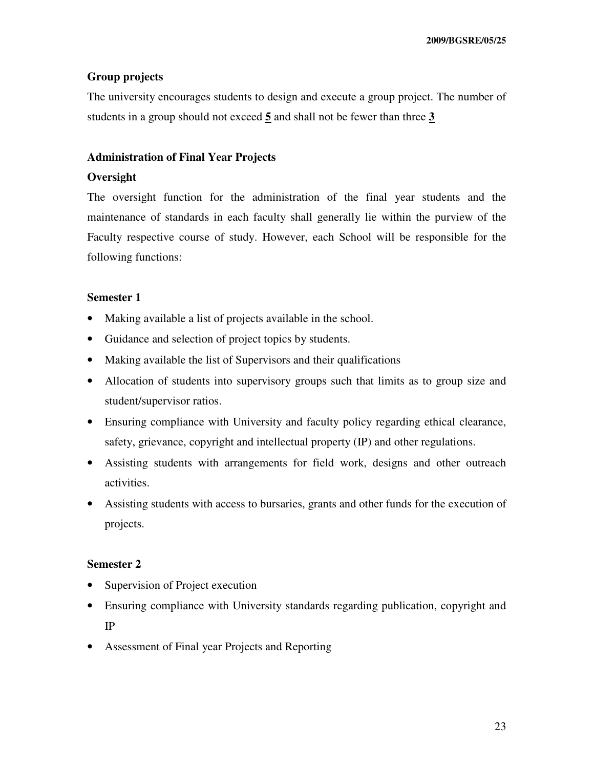### Group projects

The university encourages students to design and execute a group project. The number of students in a group should not exceed **5** and shall not be fewer than three **3**

### Administration of Final Year Projects

#### Oversight

The oversight function for the administration of the final year students and the maintenance of standards in each faculty shall generally lie within the purview of the Faculty respective course of study. However, each School will be responsible for the following functions:

#### Semester 1

- Making available a list of projects available in the school.
- Guidance and selection of project topics by students.
- Making available the list of Supervisors and their qualifications
- Allocation of students into supervisory groups such that limits as to group size and student/supervisor ratios.
- Ensuring compliance with University and faculty policy regarding ethical clearance, safety, grievance, copyright and intellectual property (IP) and other regulations.
- Assisting students with arrangements for field work, designs and other outreach activities.
- Assisting students with access to bursaries, grants and other funds for the execution of projects.

#### Semester 2

- Supervision of Project execution
- Ensuring compliance with University standards regarding publication, copyright and IP
- Assessment of Final year Projects and Reporting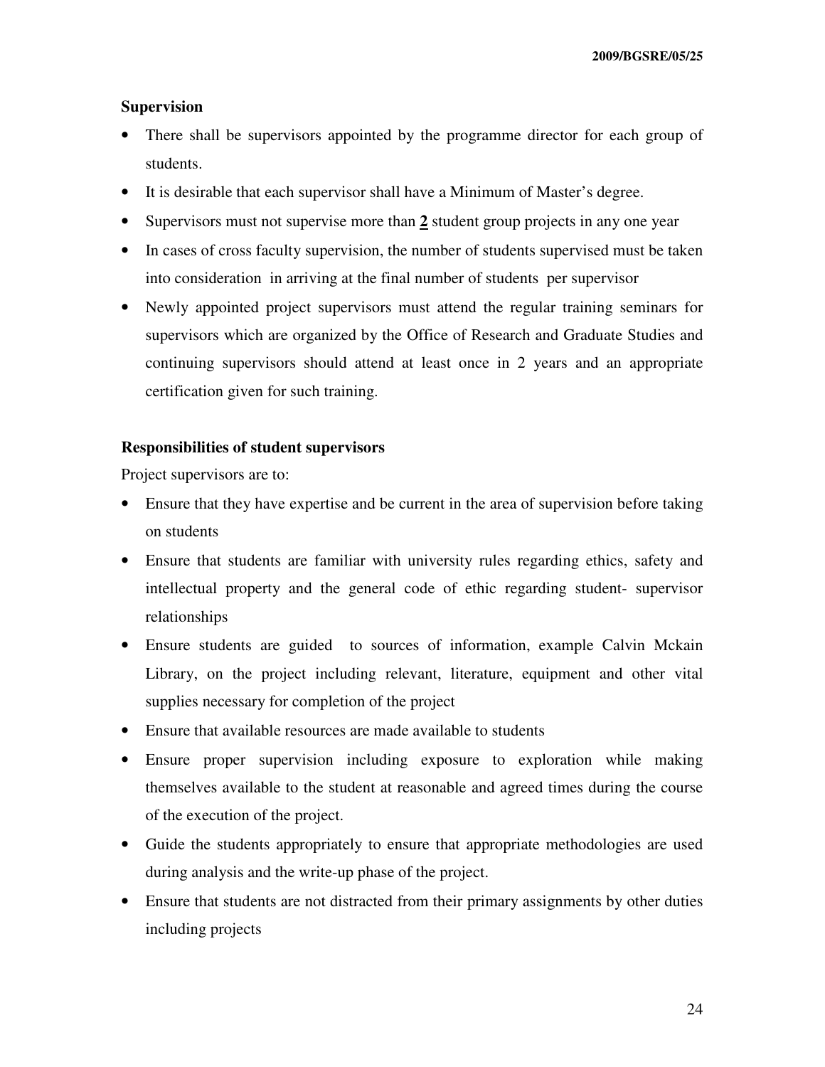**Supervision**

- There shall be supervisors appointed by the programme director for each group of students.
- It is desirable that each supervisor shall have a Minimum of Master's degree.
- Supervisors must not supervise more than **2** student group projects in any one year
- In cases of cross faculty supervision, the number of students supervised must be taken into consideration in arriving at the final number of students per supervisor
- Newly appointed project supervisors must attend the regular training seminars for supervisors which are organized by the Office of Research and Graduate Studies and continuing supervisors should attend at least once in 2 years and an appropriate certification given for such training.

**Responsibilities of student supervisors**

Project supervisors are to:

- Ensure that they have expertise and be current in the area of supervision before taking on students
- Ensure that students are familiar with university rules regarding ethics, safety and intellectual property and the general code of ethic regarding student- supervisor relationships
- Ensure students are guided to sources of information, example Calvin Mckain Library, on the project including relevant, literature, equipment and other vital supplies necessary for completion of the project
- Ensure that available resources are made available to students
- Ensure proper supervision including exposure to exploration while making themselves available to the student at reasonable and agreed times during the course of the execution of the project.
- Guide the students appropriately to ensure that appropriate methodologies are used during analysis and the write-up phase of the project.
- Ensure that students are not distracted from their primary assignments by other duties including projects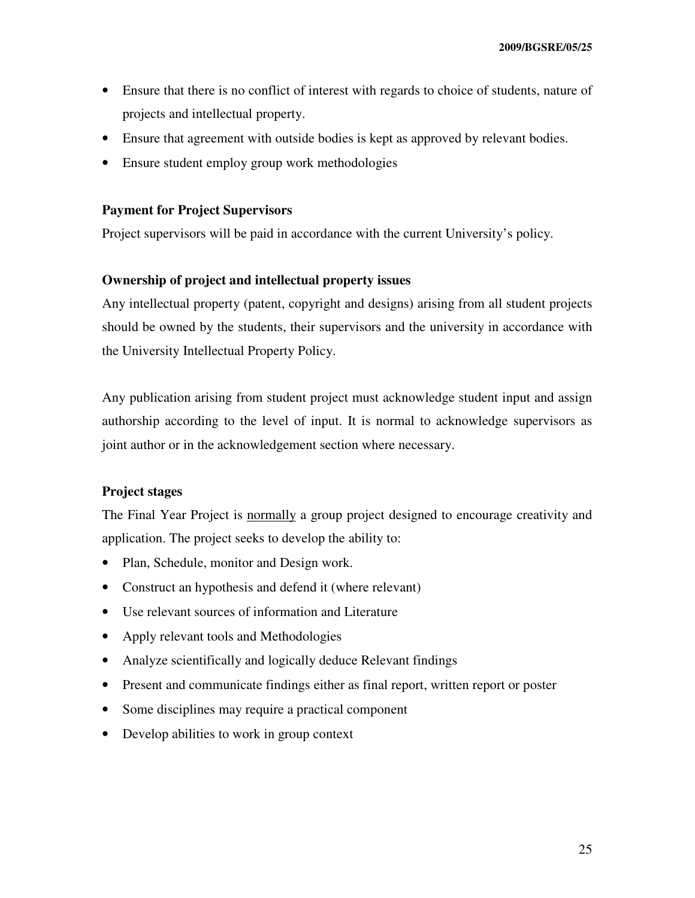- Ensure that there is no conflict of interest with regards to choice of students, nature of projects and intellectual property.
- Ensure that agreement with outside bodies is kept as approved by relevant bodies.
- Ensure student employ group work methodologies

**Payment for Project Supervisors**

Project supervisors will be paid in accordance with the current University's policy.

**Ownership of project and intellectual property issues**

Any intellectual property (patent, copyright and designs) arising from all student projects should be owned by the students, their supervisors and the university in accordance with the University Intellectual Property Policy.

Any publication arising from student project must acknowledge student input and assign authorship according to the level of input. It is normal to acknowledge supervisors as joint author or in the acknowledgement section where necessary.

**Project stages**

The Final Year Project is <u>normally</u> a group project designed to encourage creativity and application. The project seeks to develop the ability to:

- Plan, Schedule, monitor and Design work.
- Construct an hypothesis and defend it (where relevant)
- Use relevant sources of information and Literature
- Apply relevant tools and Methodologies
- Analyze scientifically and logically deduce Relevant findings
- Present and communicate findings either as final report, written report or poster
- Some disciplines may require a practical component
- Develop abilities to work in group context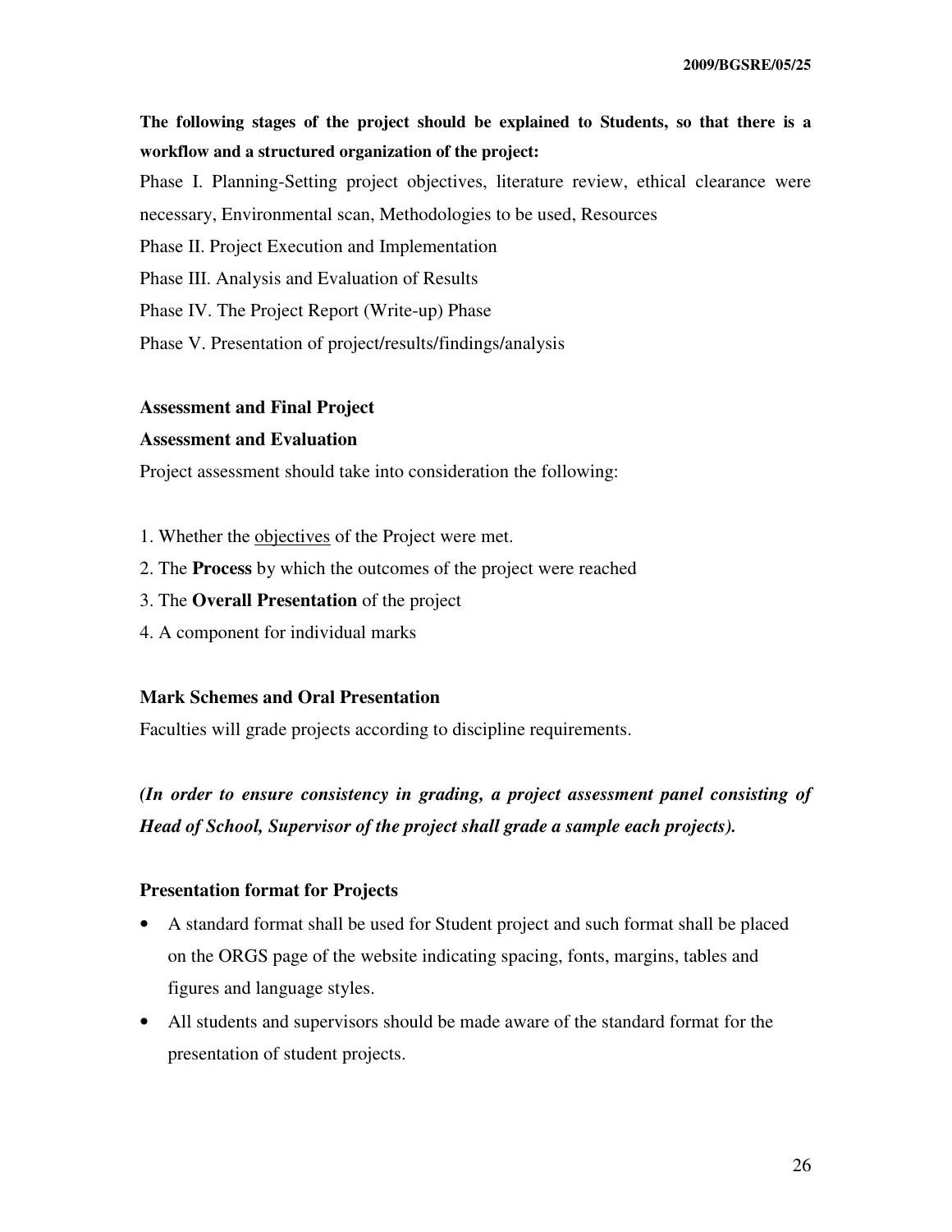**The following stages of the project should be explained to Students, so that there is a workflow and a structured organization of the project:**

Phase I. Planning-Setting project objectives, literature review, ethical clearance were necessary, Environmental scan, Methodologies to be used, Resources

Phase II. Project Execution and Implementation

Phase III. Analysis and Evaluation of Results

Phase IV. The Project Report (Write-up) Phase

Phase V. Presentation of project/results/findings/analysis

**Assessment and Final Project**

**Assessment and Evaluation**

Project assessment should take into consideration the following:

1. Whether the objectives of the Project were met.
2. The **Process** by which the outcomes of the project were reached
3. The **Overall Presentation** of the project
4. A component for individual marks

**Mark Schemes and Oral Presentation**

Faculties will grade projects according to discipline requirements.

***(In order to ensure consistency in grading, a project assessment panel consisting of Head of School, Supervisor of the project shall grade a sample each projects).***

**Presentation format for Projects**

- A standard format shall be used for Student project and such format shall be placed on the ORGS page of the website indicating spacing, fonts, margins, tables and figures and language styles.
- All students and supervisors should be made aware of the standard format for the presentation of student projects.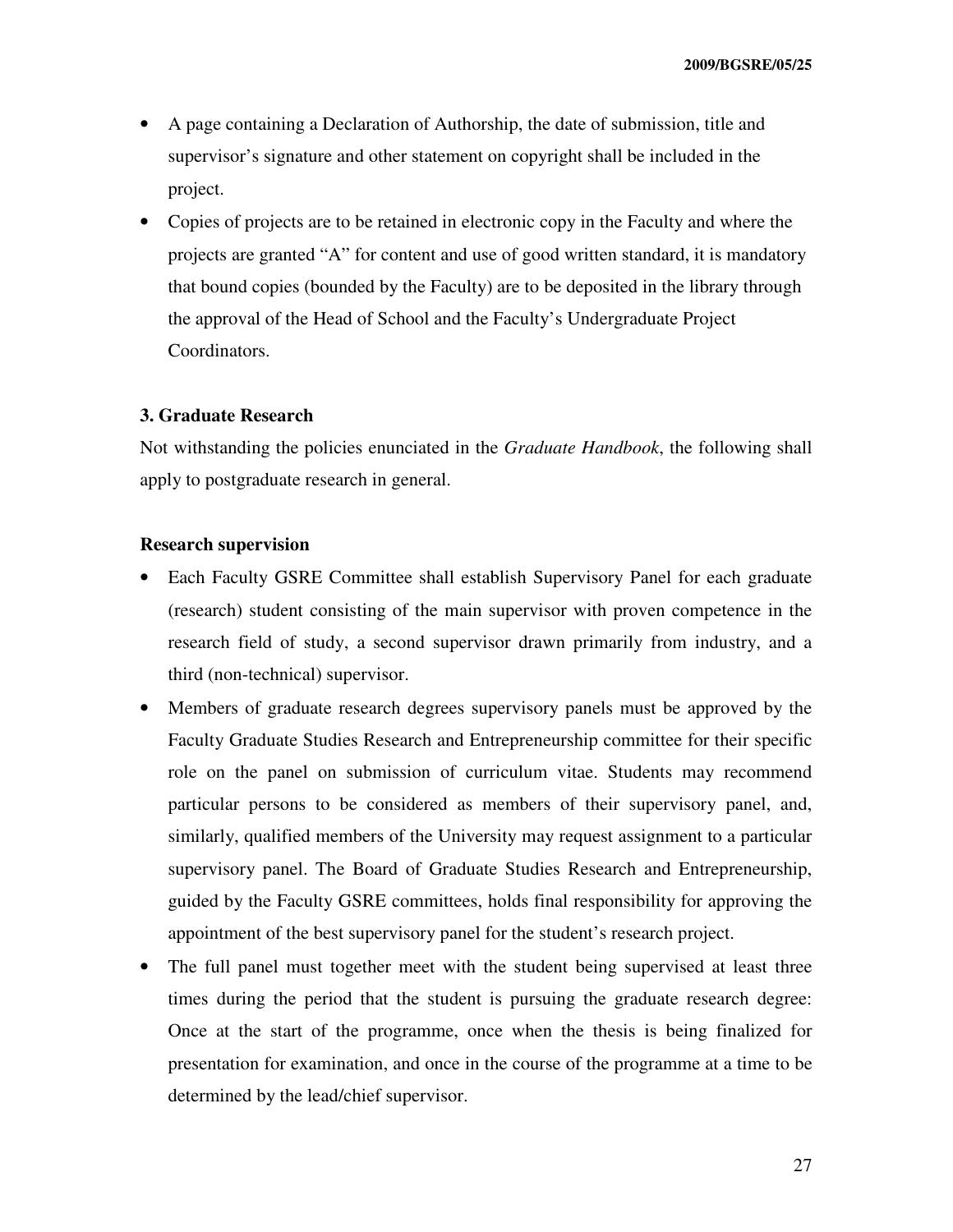- A page containing a Declaration of Authorship, the date of submission, title and supervisor's signature and other statement on copyright shall be included in the project.
- Copies of projects are to be retained in electronic copy in the Faculty and where the projects are granted "A" for content and use of good written standard, it is mandatory that bound copies (bounded by the Faculty) are to be deposited in the library through the approval of the Head of School and the Faculty's Undergraduate Project Coordinators.

### 3. Graduate Research

Not withstanding the policies enunciated in the *Graduate Handbook*, the following shall apply to postgraduate research in general.

#### Research supervision

- Each Faculty GSRE Committee shall establish Supervisory Panel for each graduate (research) student consisting of the main supervisor with proven competence in the research field of study, a second supervisor drawn primarily from industry, and a third (non-technical) supervisor.
- Members of graduate research degrees supervisory panels must be approved by the Faculty Graduate Studies Research and Entrepreneurship committee for their specific role on the panel on submission of curriculum vitae. Students may recommend particular persons to be considered as members of their supervisory panel, and, similarly, qualified members of the University may request assignment to a particular supervisory panel. The Board of Graduate Studies Research and Entrepreneurship, guided by the Faculty GSRE committees, holds final responsibility for approving the appointment of the best supervisory panel for the student's research project.
- The full panel must together meet with the student being supervised at least three times during the period that the student is pursuing the graduate research degree: Once at the start of the programme, once when the thesis is being finalized for presentation for examination, and once in the course of the programme at a time to be determined by the lead/chief supervisor.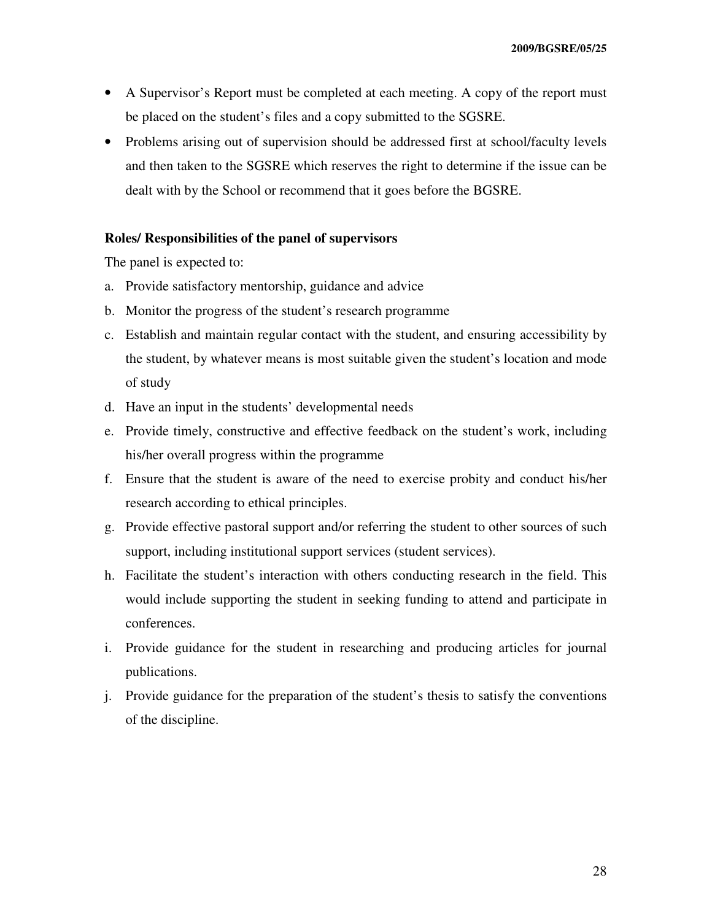- A Supervisor's Report must be completed at each meeting. A copy of the report must be placed on the student's files and a copy submitted to the SGSRE.
- Problems arising out of supervision should be addressed first at school/faculty levels and then taken to the SGSRE which reserves the right to determine if the issue can be dealt with by the School or recommend that it goes before the BGSRE.

**Roles/ Responsibilities of the panel of supervisors**

The panel is expected to:

a. Provide satisfactory mentorship, guidance and advice
b. Monitor the progress of the student's research programme
c. Establish and maintain regular contact with the student, and ensuring accessibility by the student, by whatever means is most suitable given the student's location and mode of study
d. Have an input in the students' developmental needs
e. Provide timely, constructive and effective feedback on the student's work, including his/her overall progress within the programme
f. Ensure that the student is aware of the need to exercise probity and conduct his/her research according to ethical principles.
g. Provide effective pastoral support and/or referring the student to other sources of such support, including institutional support services (student services).
h. Facilitate the student's interaction with others conducting research in the field. This would include supporting the student in seeking funding to attend and participate in conferences.
i. Provide guidance for the student in researching and producing articles for journal publications.
j. Provide guidance for the preparation of the student's thesis to satisfy the conventions of the discipline.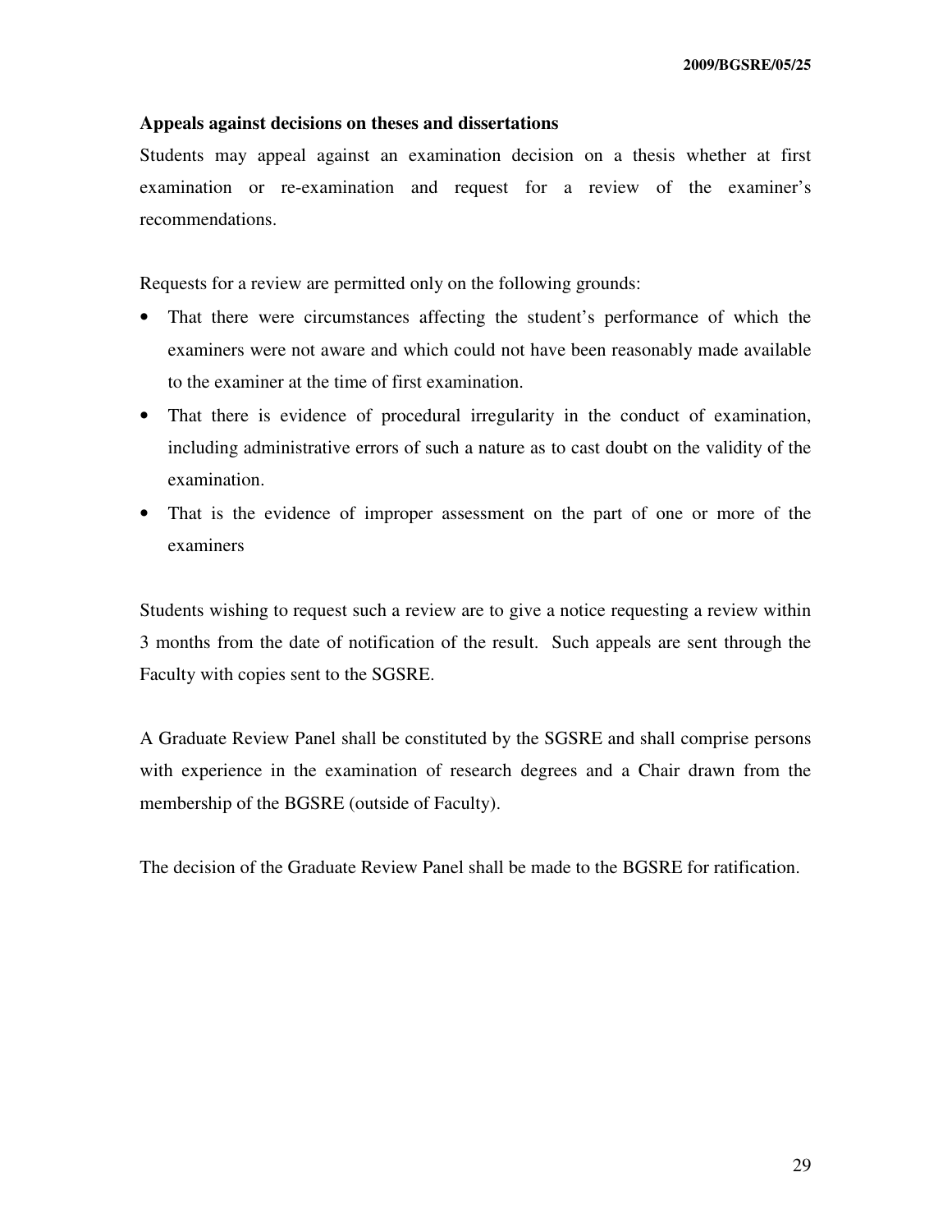### Appeals against decisions on theses and dissertations

Students may appeal against an examination decision on a thesis whether at first examination or re-examination and request for a review of the examiner's recommendations.

Requests for a review are permitted only on the following grounds:

- That there were circumstances affecting the student's performance of which the examiners were not aware and which could not have been reasonably made available to the examiner at the time of first examination.
- That there is evidence of procedural irregularity in the conduct of examination, including administrative errors of such a nature as to cast doubt on the validity of the examination.
- That is the evidence of improper assessment on the part of one or more of the examiners

Students wishing to request such a review are to give a notice requesting a review within 3 months from the date of notification of the result. Such appeals are sent through the Faculty with copies sent to the SGSRE.

A Graduate Review Panel shall be constituted by the SGSRE and shall comprise persons with experience in the examination of research degrees and a Chair drawn from the membership of the BGSRE (outside of Faculty).

The decision of the Graduate Review Panel shall be made to the BGSRE for ratification.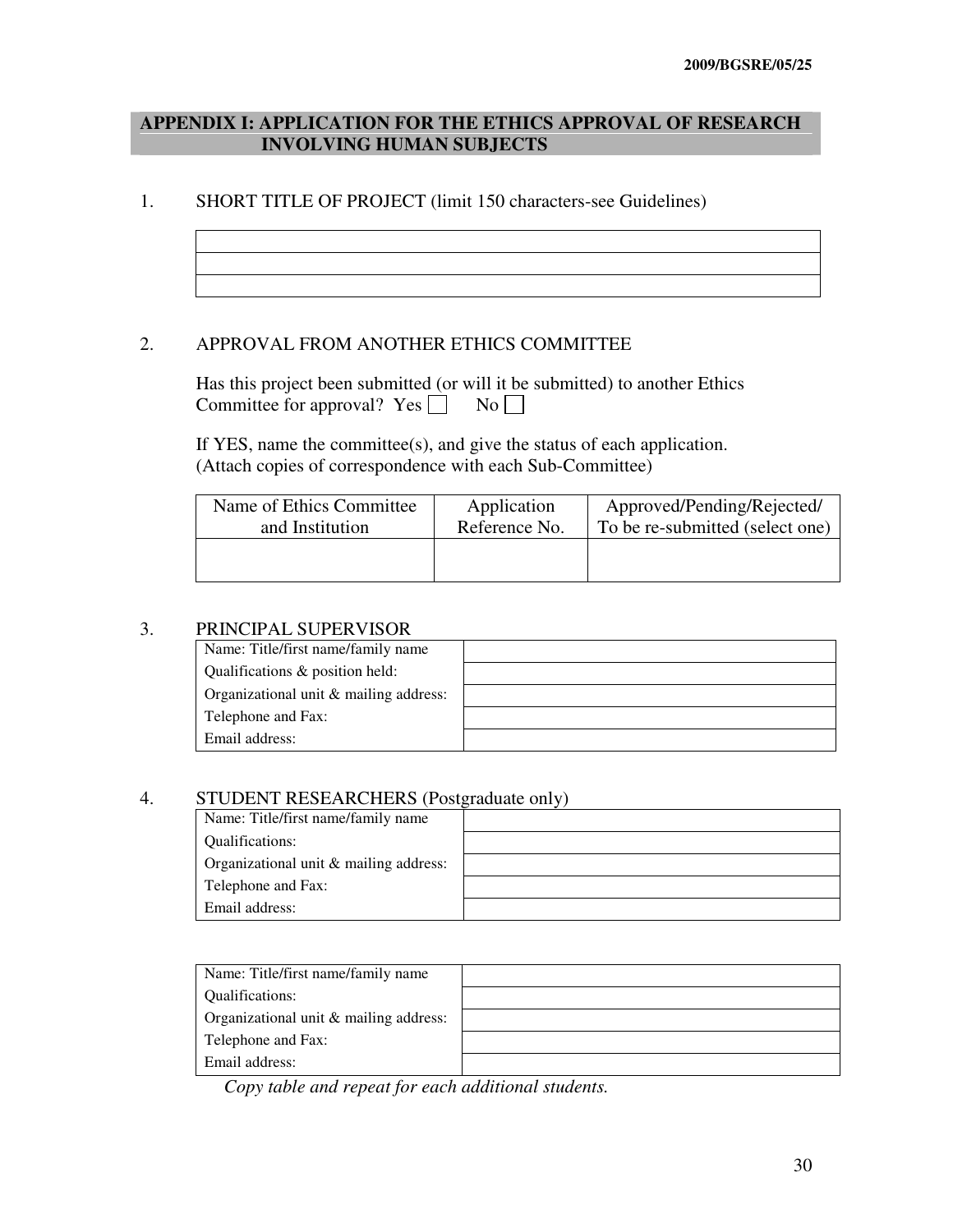## APPENDIX I: APPLICATION FOR THE ETHICS APPROVAL OF RESEARCH INVOLVING HUMAN SUBJECTS

1. SHORT TITLE OF PROJECT (limit 150 characters-see Guidelines)

| |
|---|
| |
| |
| |

2. APPROVAL FROM ANOTHER ETHICS COMMITTEE

   Has this project been submitted (or will it be submitted) to another Ethics Committee for approval? Yes ☐ No ☐

   If YES, name the committee(s), and give the status of each application. (Attach copies of correspondence with each Sub-Committee)

| Name of Ethics Committee and Institution | Application Reference No. | Approved/Pending/Rejected/ To be re-submitted (select one) |
|---|---|---|
| | | |

3. PRINCIPAL SUPERVISOR

| | |
|---|---|
| Name: Title/first name/family name | |
| Qualifications & position held: | |
| Organizational unit & mailing address: | |
| Telephone and Fax: | |
| Email address: | |

4. STUDENT RESEARCHERS (Postgraduate only)

| | |
|---|---|
| Name: Title/first name/family name | |
| Qualifications: | |
| Organizational unit & mailing address: | |
| Telephone and Fax: | |
| Email address: | |

| | |
|---|---|
| Name: Title/first name/family name | |
| Qualifications: | |
| Organizational unit & mailing address: | |
| Telephone and Fax: | |
| Email address: | |

*Copy table and repeat for each additional students.*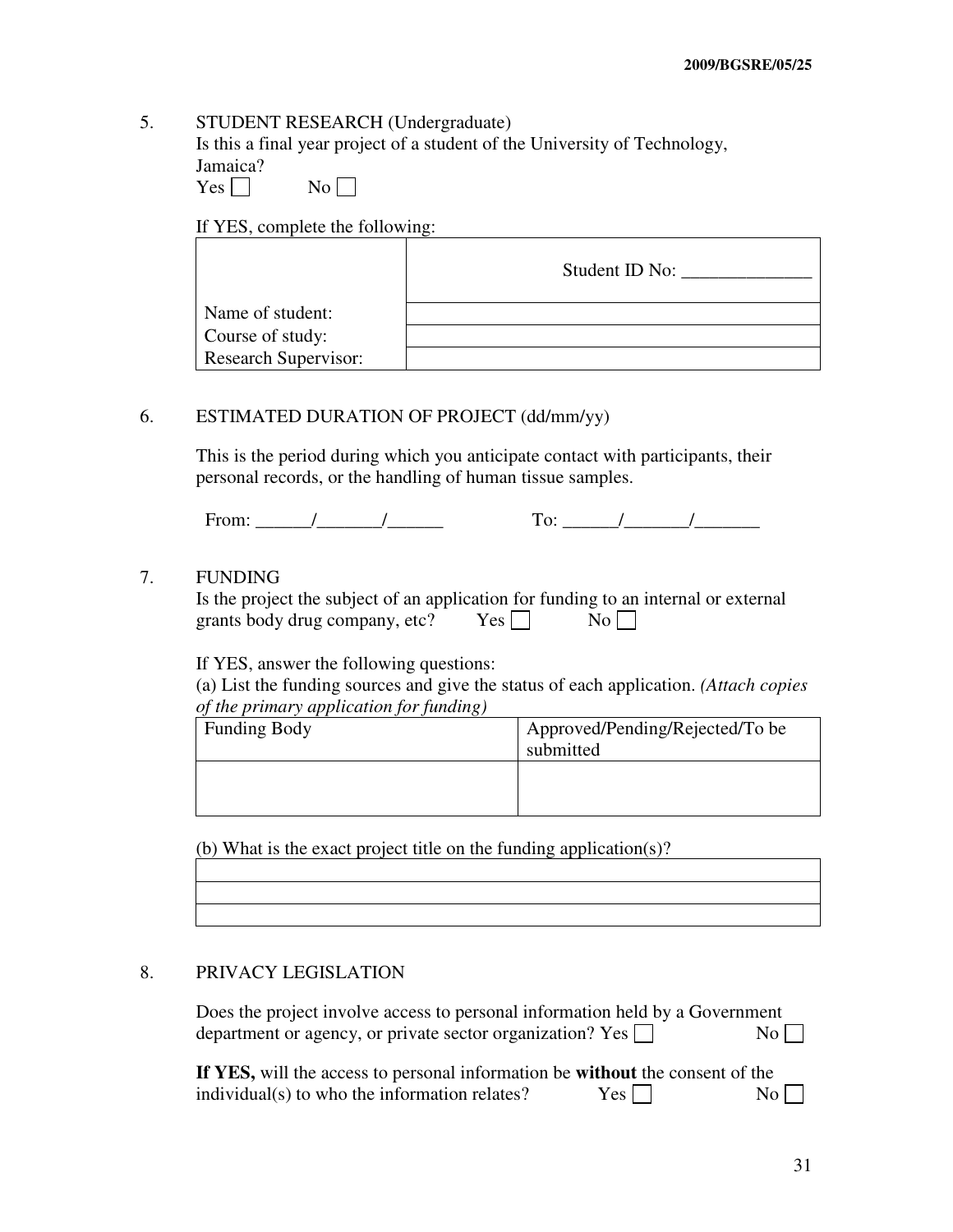5. STUDENT RESEARCH (Undergraduate)

Is this a final year project of a student of the University of Technology, Jamaica?

Yes ☐ No ☐

If YES, complete the following:

| | Student ID No: ______________ |
|---|---|
| Name of student: | |
| Course of study: | |
| Research Supervisor: | |

6. ESTIMATED DURATION OF PROJECT (dd/mm/yy)

This is the period during which you anticipate contact with participants, their personal records, or the handling of human tissue samples.

From: ______/_______/______ To: ______/_______/_______

7. FUNDING

Is the project the subject of an application for funding to an internal or external grants body drug company, etc? Yes ☐ No ☐

If YES, answer the following questions:

(a) List the funding sources and give the status of each application. *(Attach copies of the primary application for funding)*

| Funding Body | Approved/Pending/Rejected/To be submitted |
|---|---|
| | |

(b) What is the exact project title on the funding application(s)?

| |
|---|
| |
| |
| |

8. PRIVACY LEGISLATION

Does the project involve access to personal information held by a Government department or agency, or private sector organization? Yes ☐ No ☐

**If YES,** will the access to personal information be **without** the consent of the individual(s) to who the information relates? Yes ☐ No ☐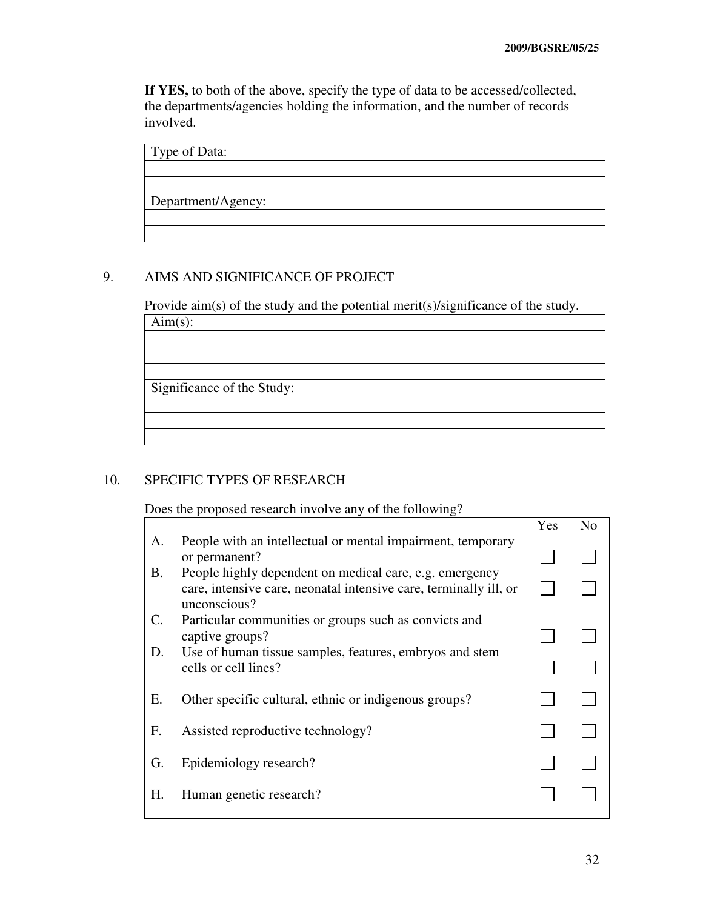**If YES,** to both of the above, specify the type of data to be accessed/collected, the departments/agencies holding the information, and the number of records involved.

| Type of Data: |
|---|
| |
| |
| Department/Agency: |
| |
| |

## 9. AIMS AND SIGNIFICANCE OF PROJECT

Provide aim(s) of the study and the potential merit(s)/significance of the study.

| Aim(s): |
|---|
| |
| |
| |
| Significance of the Study: |
| |
| |
| |

## 10. SPECIFIC TYPES OF RESEARCH

Does the proposed research involve any of the following?

| | | Yes | No |
|---|---|---|---|
| A. | People with an intellectual or mental impairment, temporary or permanent? | ☐ | ☐ |
| B. | People highly dependent on medical care, e.g. emergency care, intensive care, neonatal intensive care, terminally ill, or unconscious? | ☐ | ☐ |
| C. | Particular communities or groups such as convicts and captive groups? | ☐ | ☐ |
| D. | Use of human tissue samples, features, embryos and stem cells or cell lines? | ☐ | ☐ |
| E. | Other specific cultural, ethnic or indigenous groups? | ☐ | ☐ |
| F. | Assisted reproductive technology? | ☐ | ☐ |
| G. | Epidemiology research? | ☐ | ☐ |
| H. | Human genetic research? | ☐ | ☐ |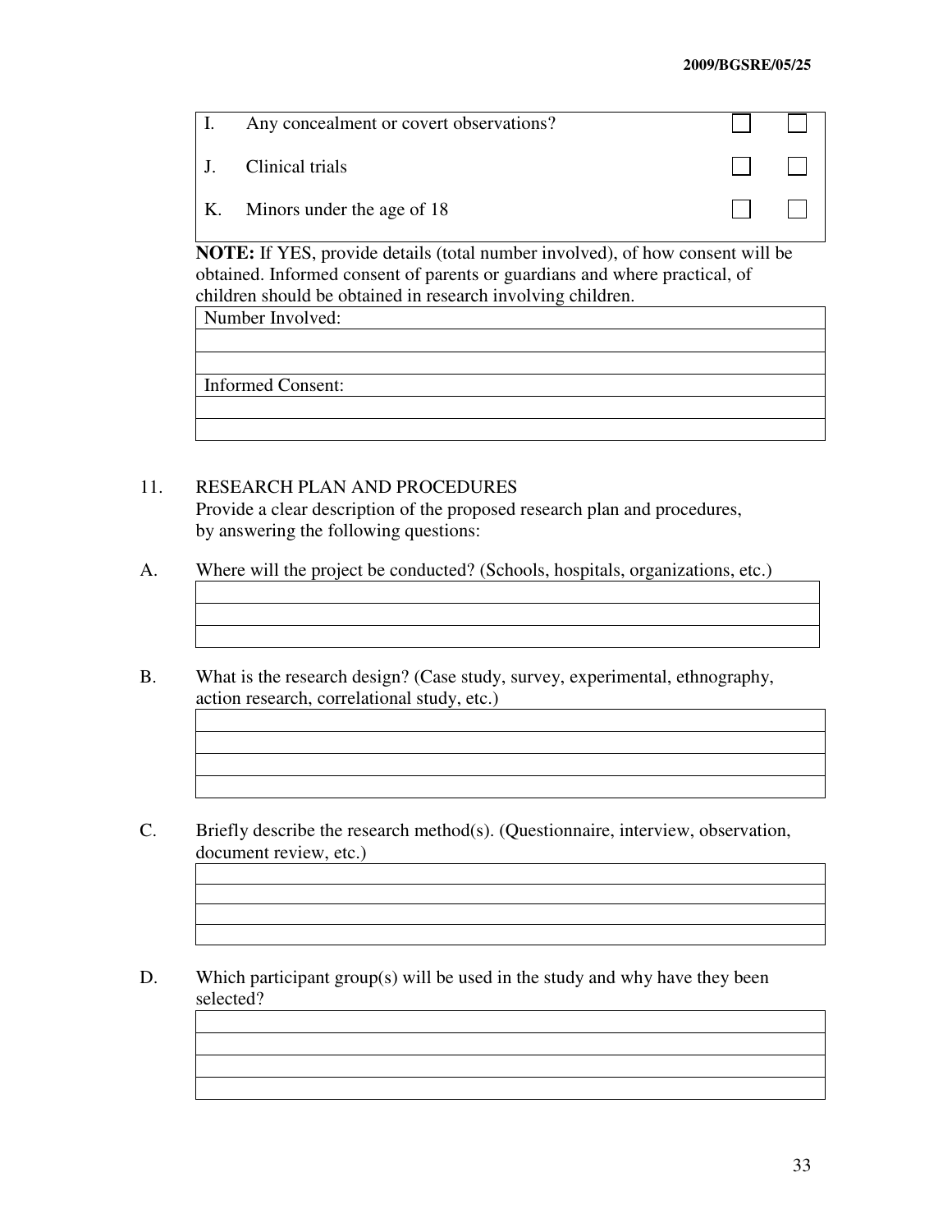| | | | |
|---|---|---|---|
| I. | Any concealment or covert observations? | ☐ | ☐ |
| J. | Clinical trials | ☐ | ☐ |
| K. | Minors under the age of 18 | ☐ | ☐ |

**NOTE:** If YES, provide details (total number involved), of how consent will be obtained. Informed consent of parents or guardians and where practical, of children should be obtained in research involving children.

| Number Involved: |
|---|
| |
| |
| Informed Consent: |
| |
| |

11. RESEARCH PLAN AND PROCEDURES
    Provide a clear description of the proposed research plan and procedures, by answering the following questions:

A. Where will the project be conducted? (Schools, hospitals, organizations, etc.)

| |
|---|
| |
| |

B. What is the research design? (Case study, survey, experimental, ethnography, action research, correlational study, etc.)

| |
|---|
| |
| |
| |

C. Briefly describe the research method(s). (Questionnaire, interview, observation, document review, etc.)

| |
|---|
| |
| |
| |

D. Which participant group(s) will be used in the study and why have they been selected?

| |
|---|
| |
| |
| |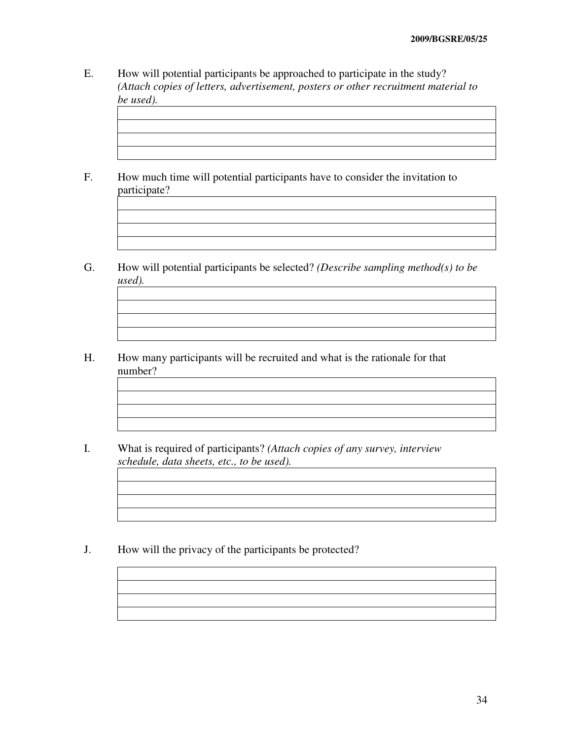E. How will potential participants be approached to participate in the study? *(Attach copies of letters, advertisement, posters or other recruitment material to be used).*

| |
|---|
| |
| |
| |

F. How much time will potential participants have to consider the invitation to participate?

| |
|---|
| |
| |
| |

G. How will potential participants be selected? *(Describe sampling method(s) to be used).*

| |
|---|
| |
| |
| |

H. How many participants will be recruited and what is the rationale for that number?

| |
|---|
| |
| |
| |

I. What is required of participants? *(Attach copies of any survey, interview schedule, data sheets, etc., to be used).*

| |
|---|
| |
| |
| |

J. How will the privacy of the participants be protected?

| |
|---|
| |
| |
| |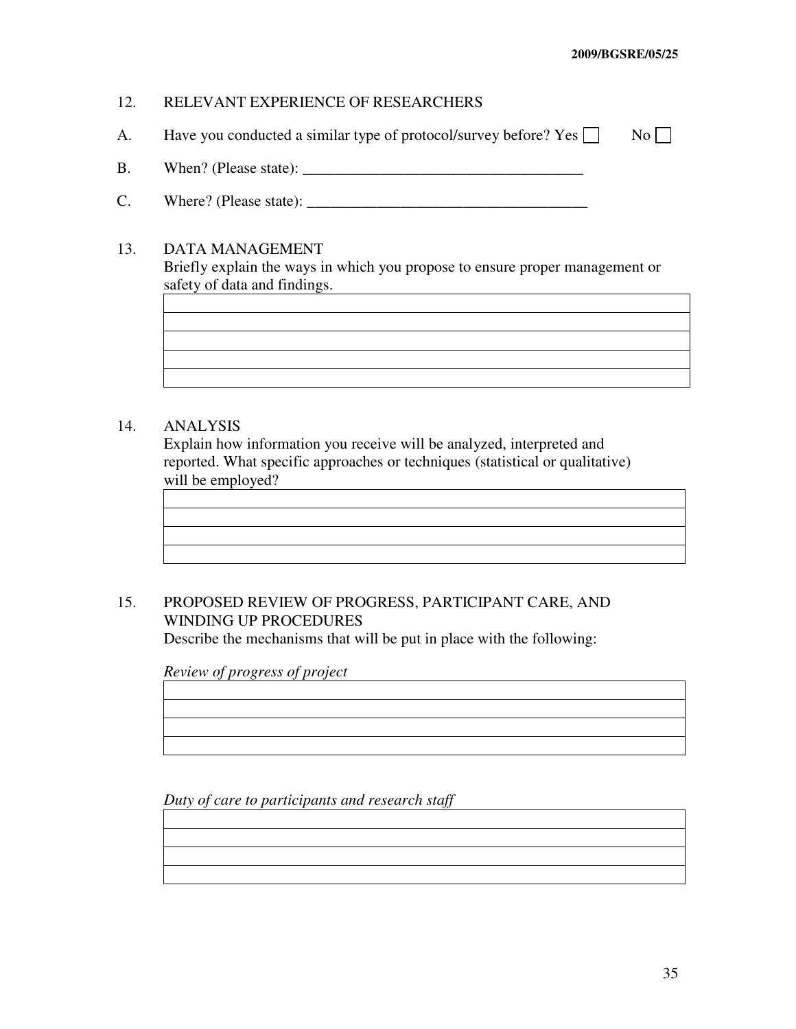12. RELEVANT EXPERIENCE OF RESEARCHERS

A. Have you conducted a similar type of protocol/survey before? Yes ☐ No ☐

B. When? (Please state): _____________________________________

C. Where? (Please state): _____________________________________

13. DATA MANAGEMENT

Briefly explain the ways in which you propose to ensure proper management or safety of data and findings.

| |
|---|
| |
| |
| |
| |

14. ANALYSIS

Explain how information you receive will be analyzed, interpreted and reported. What specific approaches or techniques (statistical or qualitative) will be employed?

| |
|---|
| |
| |
| |

15. PROPOSED REVIEW OF PROGRESS, PARTICIPANT CARE, AND WINDING UP PROCEDURES

Describe the mechanisms that will be put in place with the following:

*Review of progress of project*

| |
|---|
| |
| |
| |

*Duty of care to participants and research staff*

| |
|---|
| |
| |
| |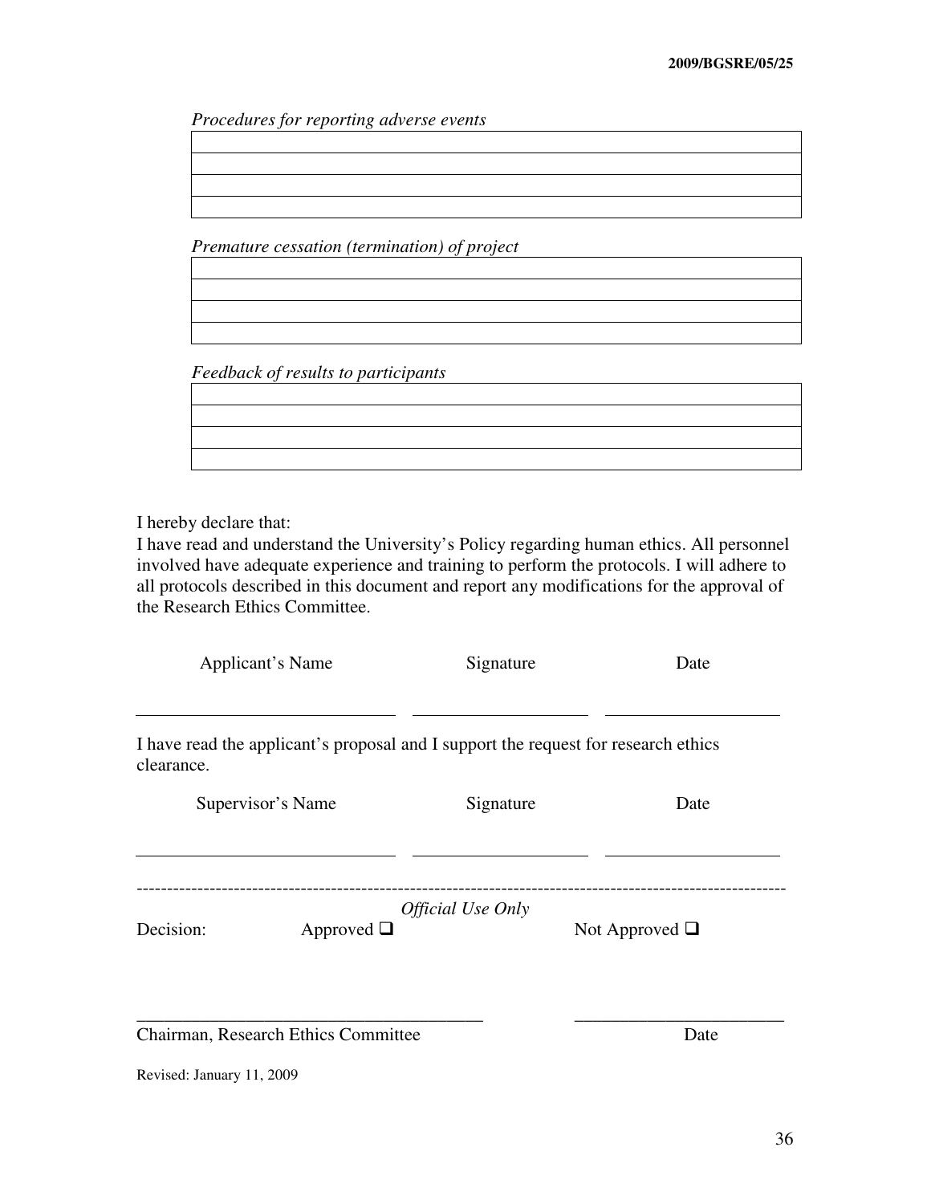*Procedures for reporting adverse events*

| |
|---|
| |
| |
| |

*Premature cessation (termination) of project*

| |
|---|
| |
| |
| |

*Feedback of results to participants*

| |
|---|
| |
| |
| |

I hereby declare that:
I have read and understand the University's Policy regarding human ethics. All personnel involved have adequate experience and training to perform the protocols. I will adhere to all protocols described in this document and report any modifications for the approval of the Research Ethics Committee.

| Applicant's Name | Signature | Date |
|---|---|---|
| ____________________ | ____________________ | ____________________ |

I have read the applicant's proposal and I support the request for research ethics clearance.

| Supervisor's Name | Signature | Date |
|---|---|---|
| ____________________ | ____________________ | ____________________ |

---

*Official Use Only*

Decision: Approved ❑ Not Approved ❑

________________________________________ ________________________

Chairman, Research Ethics Committee Date

Revised: January 11, 2009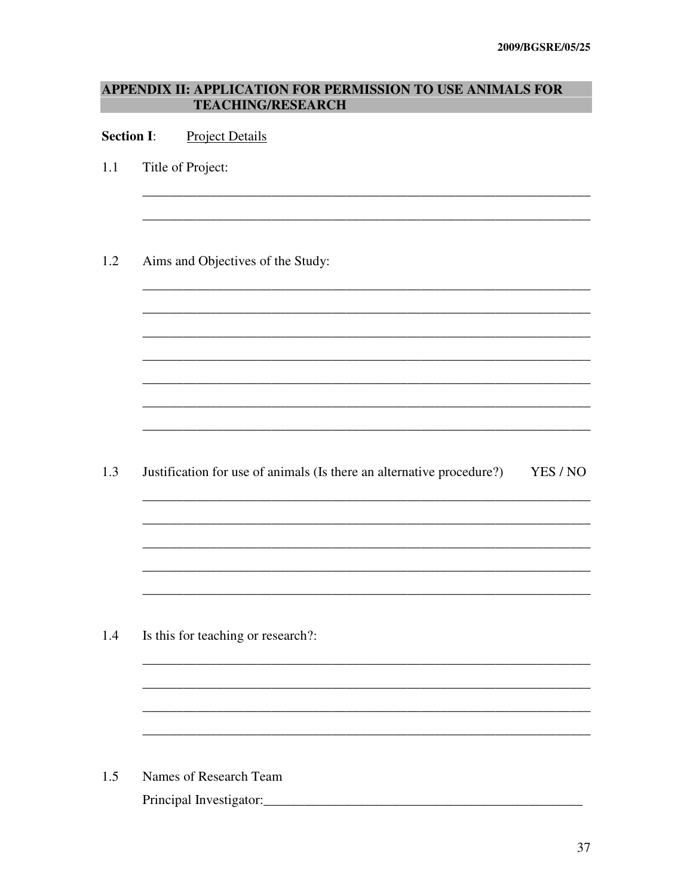## APPENDIX II: APPLICATION FOR PERMISSION TO USE ANIMALS FOR TEACHING/RESEARCH

**Section I**: Project Details

1.1 Title of Project:

_________________________________________________________________

_________________________________________________________________

1.2 Aims and Objectives of the Study:

_________________________________________________________________

_________________________________________________________________

_________________________________________________________________

_________________________________________________________________

_________________________________________________________________

_________________________________________________________________

_________________________________________________________________

1.3 Justification for use of animals (Is there an alternative procedure?) YES / NO

_________________________________________________________________

_________________________________________________________________

_________________________________________________________________

_________________________________________________________________

_________________________________________________________________

1.4 Is this for teaching or research?:

_________________________________________________________________

_________________________________________________________________

_________________________________________________________________

_________________________________________________________________

1.5 Names of Research Team

Principal Investigator:_________________________________________________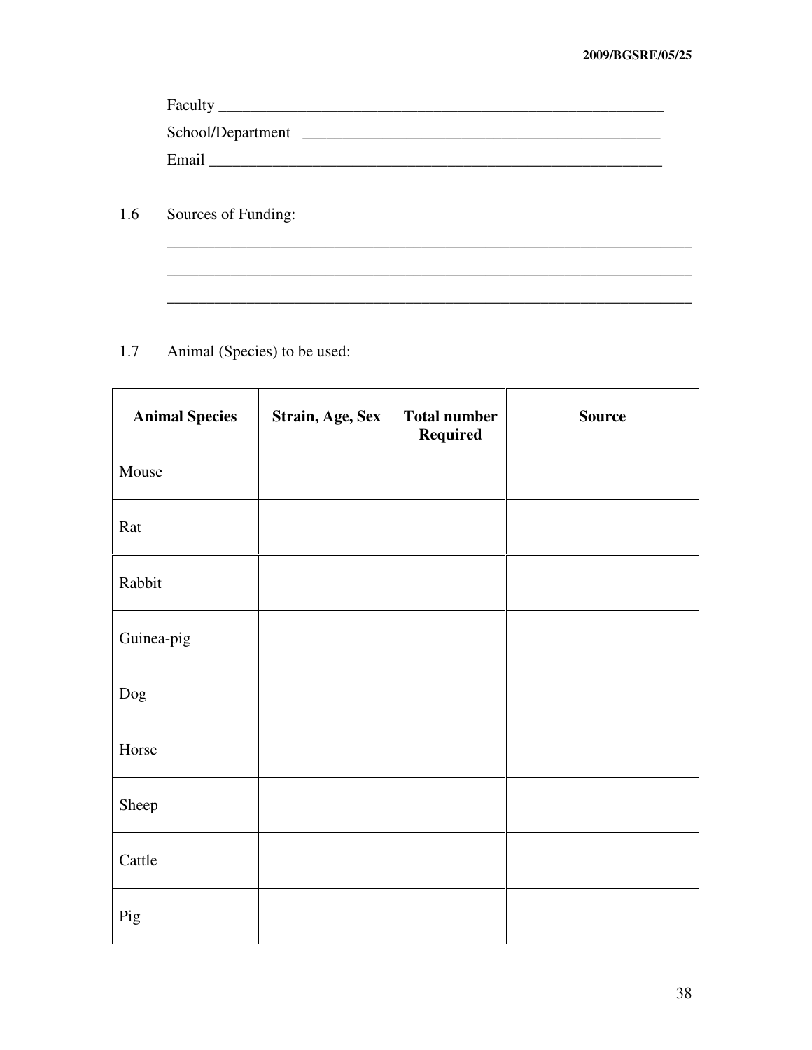Faculty ___________________________________________________________

School/Department ______________________________________________

Email ____________________________________________________________

1.6 Sources of Funding:

_____________________________________________________________________

_____________________________________________________________________

_____________________________________________________________________

1.7 Animal (Species) to be used:

| Animal Species | Strain, Age, Sex | Total number Required | Source |
|---|---|---|---|
| Mouse | | | |
| Rat | | | |
| Rabbit | | | |
| Guinea-pig | | | |
| Dog | | | |
| Horse | | | |
| Sheep | | | |
| Cattle | | | |
| Pig | | | |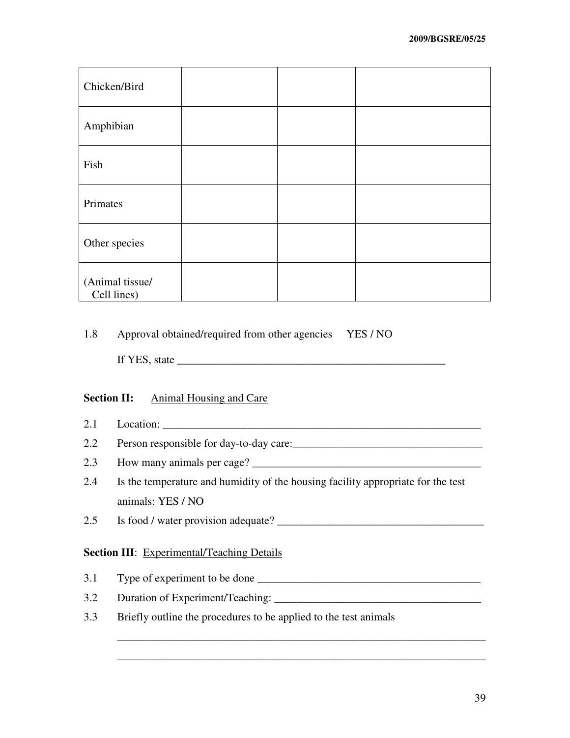| | | | |
|---|---|---|---|
| Chicken/Bird | | | |
| Amphibian | | | |
| Fish | | | |
| Primates | | | |
| Other species | | | |
| (Animal tissue/ Cell lines) | | | |

1.8 Approval obtained/required from other agencies YES / NO

If YES, state ________________________________________________

**Section II:** Animal Housing and Care

2.1 Location: ____________________________________________________________

2.2 Person responsible for day-to-day care:___________________________________

2.3 How many animals per cage? __________________________________________

2.4 Is the temperature and humidity of the housing facility appropriate for the test animals: YES / NO

2.5 Is food / water provision adequate? ______________________________________

**Section III**: Experimental/Teaching Details

3.1 Type of experiment to be done ________________________________________

3.2 Duration of Experiment/Teaching: _____________________________________

3.3 Briefly outline the procedures to be applied to the test animals

_____________________________________________________________________

_____________________________________________________________________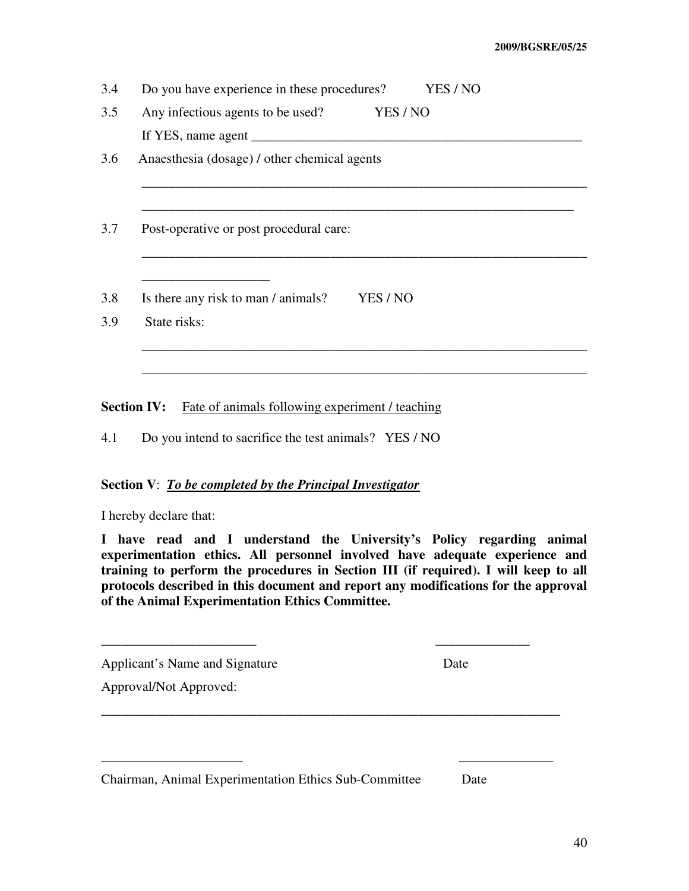3.4 Do you have experience in these procedures? YES / NO

3.5 Any infectious agents to be used? YES / NO

If YES, name agent ___________________________________________________

3.6 Anaesthesia (dosage) / other chemical agents

______________________________________________________________________

______________________________________________________________________

3.7 Post-operative or post procedural care:

______________________________________________________________________

____________________

3.8 Is there any risk to man / animals? YES / NO

3.9 State risks:

______________________________________________________________________

______________________________________________________________________

**Section IV:** Fate of animals following experiment / teaching

4.1 Do you intend to sacrifice the test animals? YES / NO

**Section V**: ***To be completed by the Principal Investigator***

I hereby declare that:

**I have read and I understand the University's Policy regarding animal experimentation ethics. All personnel involved have adequate experience and training to perform the procedures in Section III (if required). I will keep to all protocols described in this document and report any modifications for the approval of the Animal Experimentation Ethics Committee.**

________________________ ______________

Applicant's Name and Signature Date

Approval/Not Approved:

______________________________________________________________________

______________________ ______________

Chairman, Animal Experimentation Ethics Sub-Committee Date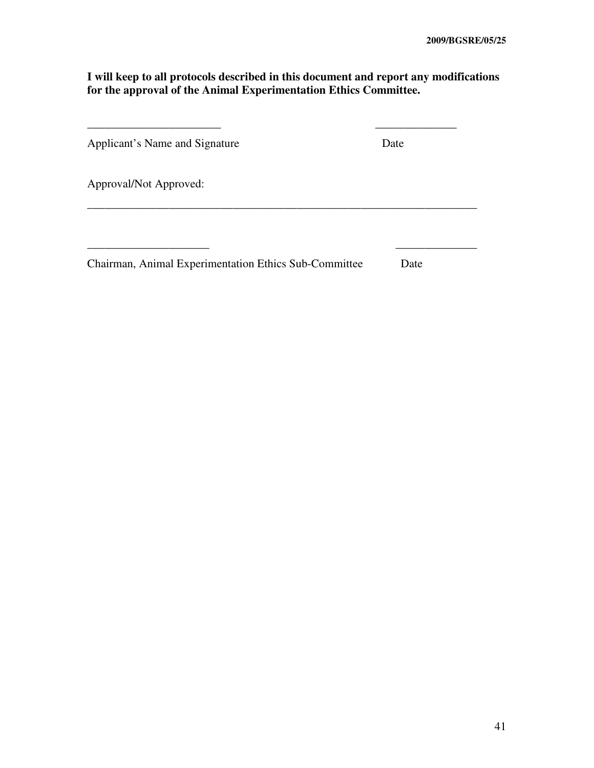**I will keep to all protocols described in this document and report any modifications for the approval of the Animal Experimentation Ethics Committee.**

_______________________ ______________

Applicant's Name and Signature Date

Approval/Not Approved:

_____________________________________________________________________

_____________________ ______________

Chairman, Animal Experimentation Ethics Sub-Committee Date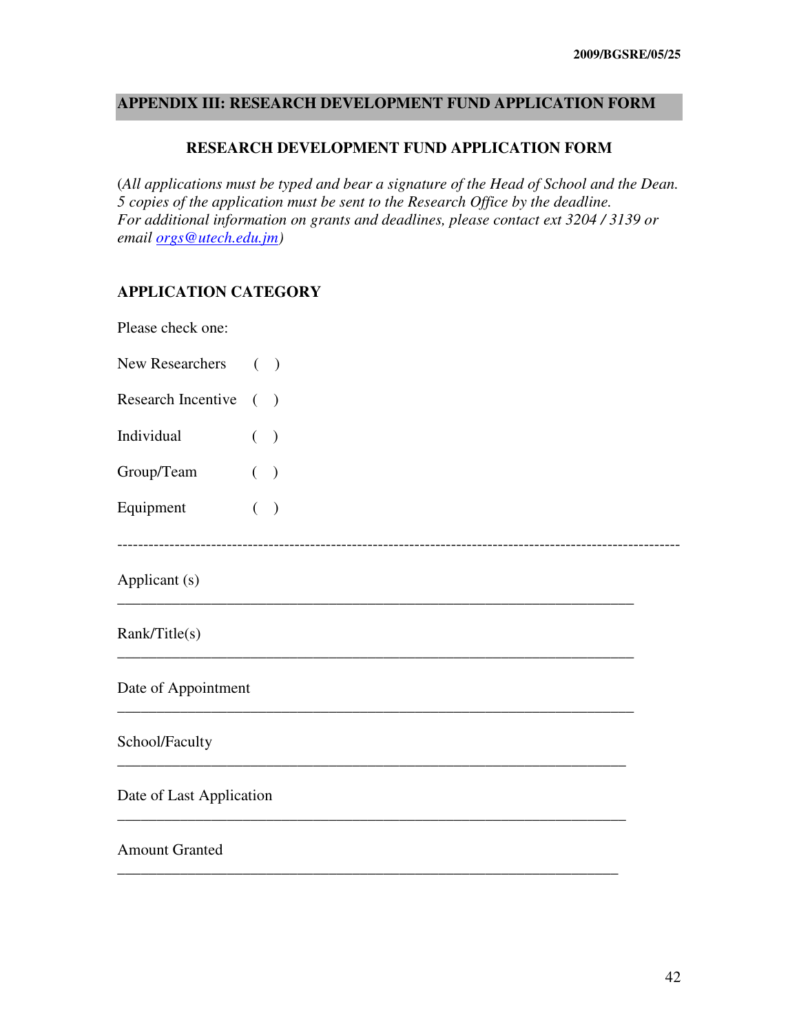## APPENDIX III: RESEARCH DEVELOPMENT FUND APPLICATION FORM

### RESEARCH DEVELOPMENT FUND APPLICATION FORM

(*All applications must be typed and bear a signature of the Head of School and the Dean. 5 copies of the application must be sent to the Research Office by the deadline. For additional information on grants and deadlines, please contact ext 3204 / 3139 or email [orgs@utech.edu.jm](mailto:orgs@utech.edu.jm)*)

### APPLICATION CATEGORY

Please check one:

New Researchers ( )

Research Incentive ( )

Individual ( )

Group/Team ( )

Equipment ( )

---

Applicant (s) ______________________________________________________________________

Rank/Title(s) ______________________________________________________________________

Date of Appointment ______________________________________________________________________

School/Faculty ______________________________________________________________________

Date of Last Application ______________________________________________________________________

Amount Granted ______________________________________________________________________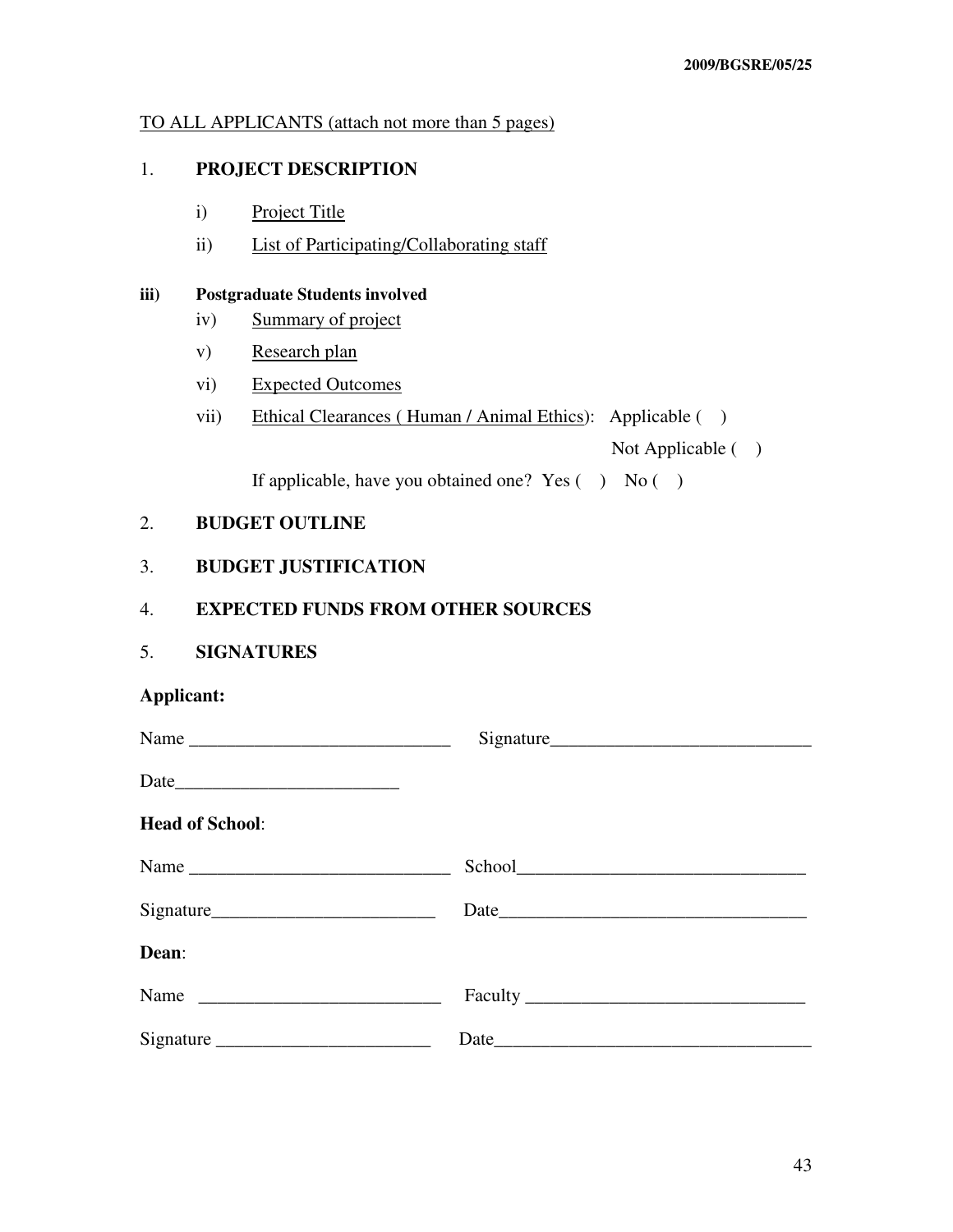TO ALL APPLICANTS (attach not more than 5 pages)

1. **PROJECT DESCRIPTION**

   i) Project Title

   ii) List of Participating/Collaborating staff

**iii) Postgraduate Students involved**

   iv) Summary of project

   v) Research plan

   vi) Expected Outcomes

   vii) Ethical Clearances ( Human / Animal Ethics): Applicable ( )
   Not Applicable ( )

   If applicable, have you obtained one? Yes ( ) No ( )

2. **BUDGET OUTLINE**

3. **BUDGET JUSTIFICATION**

4. **EXPECTED FUNDS FROM OTHER SOURCES**

5. **SIGNATURES**

**Applicant:**

Name ____________________________ Signature____________________________

Date________________________

**Head of School**:

Name ____________________________ School_______________________________

Signature________________________ Date_________________________________

**Dean**:

Name __________________________ Faculty ______________________________

Signature _______________________ Date__________________________________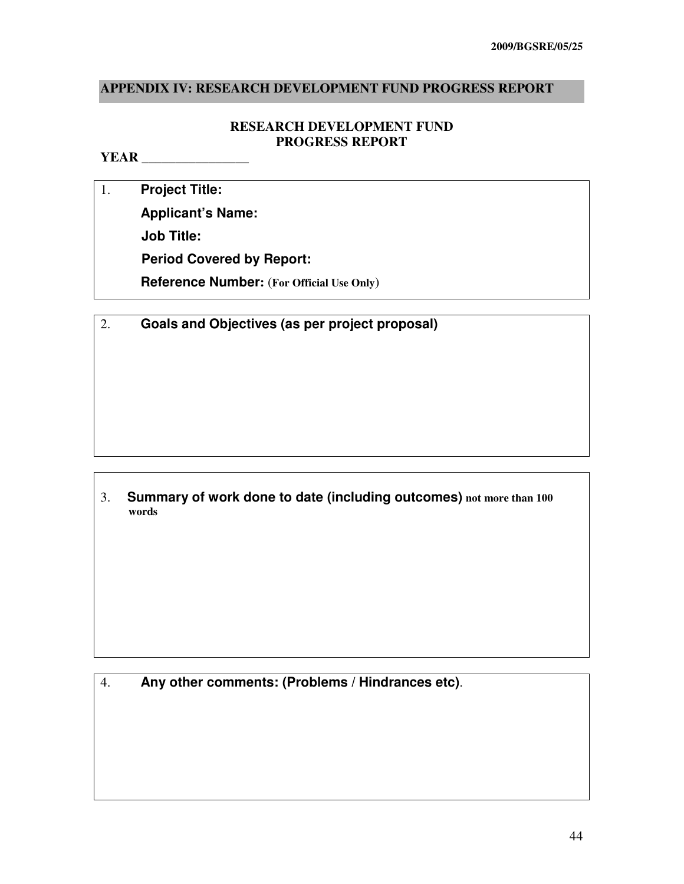## APPENDIX IV: RESEARCH DEVELOPMENT FUND PROGRESS REPORT

**RESEARCH DEVELOPMENT FUND**
**PROGRESS REPORT**

**YEAR ________________**

1. **Project Title:**

   **Applicant's Name:**

   **Job Title:**

   **Period Covered by Report:**

   **Reference Number:** (**For Official Use Only**)

2. **Goals and Objectives (as per project proposal)**

3. **Summary of work done to date (including outcomes)** **not more than 100 words**

4. **Any other comments: (Problems / Hindrances etc)**.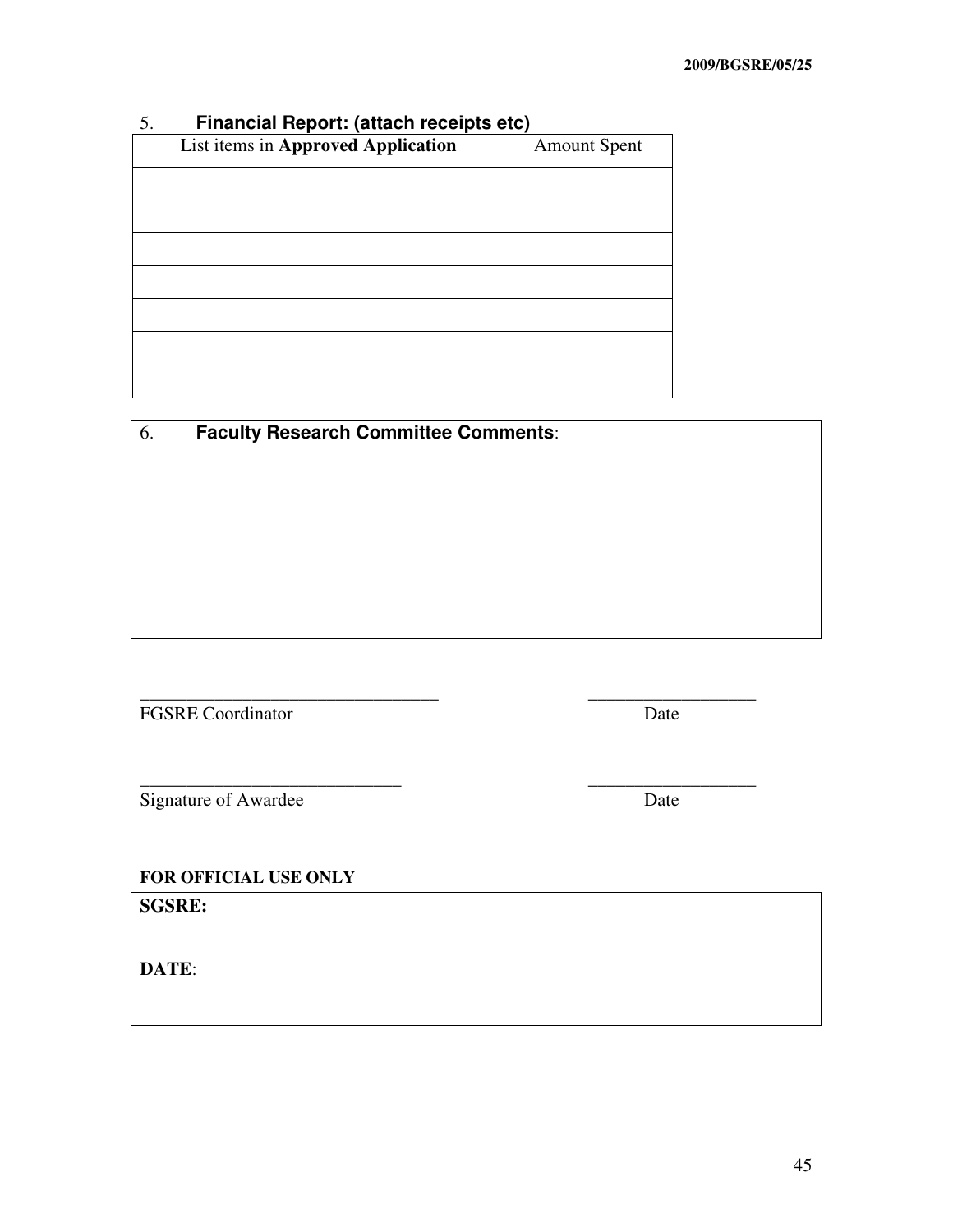## 5. Financial Report: (attach receipts etc)

| List items in **Approved Application** | Amount Spent |
| --- | --- |
| | |
| | |
| | |
| | |
| | |
| | |
| | |

## 6. Faculty Research Committee Comments:

________________________________ ______________

FGSRE Coordinator Date

____________________________ ______________

Signature of Awardee Date

**FOR OFFICIAL USE ONLY**

**SGSRE:**

**DATE**: